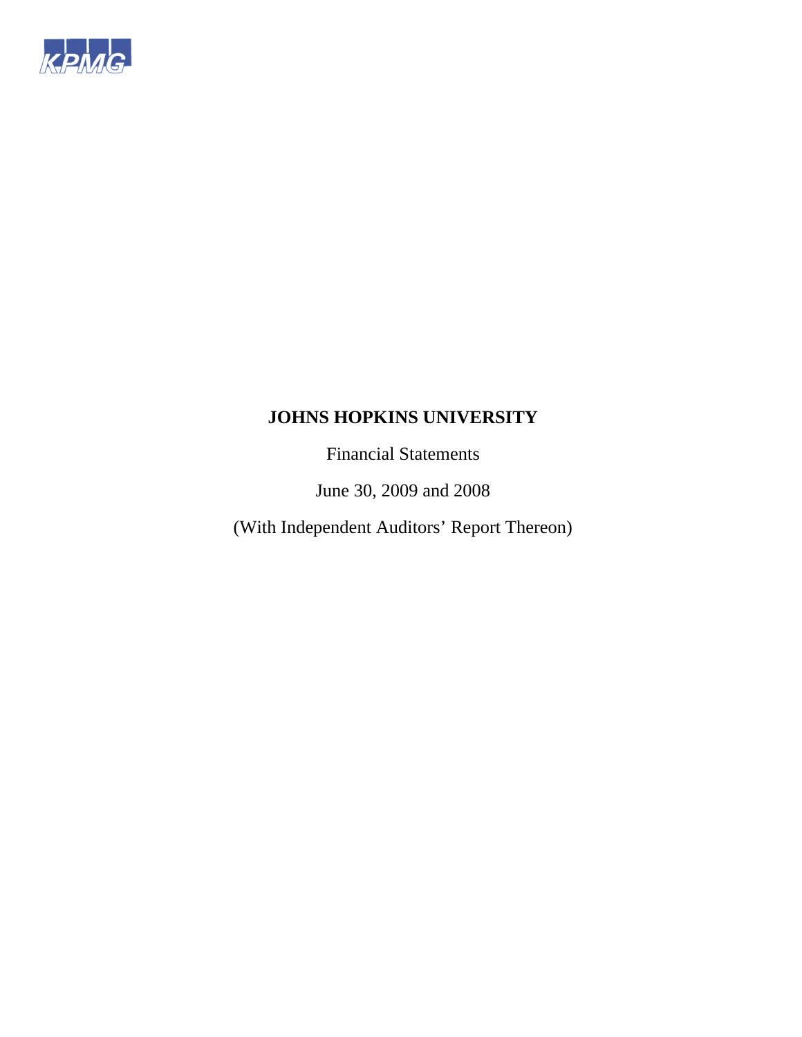KPMG

# JOHNS HOPKINS UNIVERSITY

Financial Statements

June 30, 2009 and 2008

(With Independent Auditors' Report Thereon)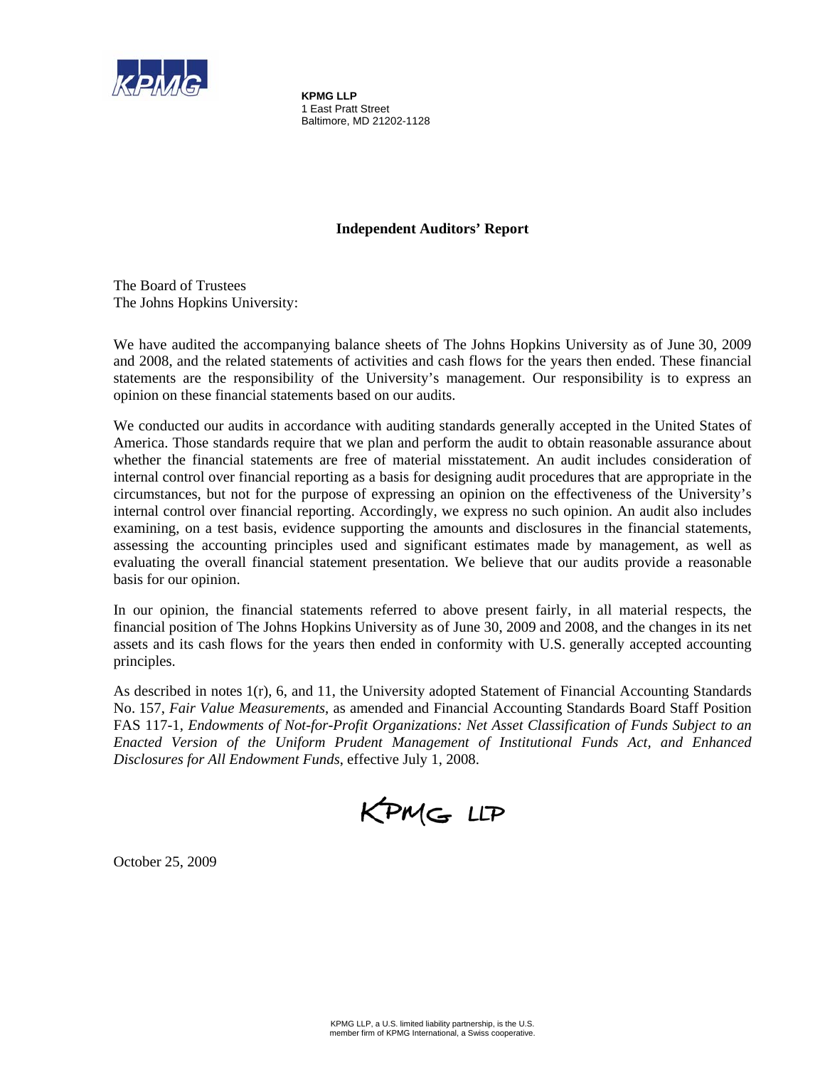**KPMG LLP**
1 East Pratt Street
Baltimore, MD 21202-1128

## Independent Auditors' Report

The Board of Trustees
The Johns Hopkins University:

We have audited the accompanying balance sheets of The Johns Hopkins University as of June 30, 2009 and 2008, and the related statements of activities and cash flows for the years then ended. These financial statements are the responsibility of the University's management. Our responsibility is to express an opinion on these financial statements based on our audits.

We conducted our audits in accordance with auditing standards generally accepted in the United States of America. Those standards require that we plan and perform the audit to obtain reasonable assurance about whether the financial statements are free of material misstatement. An audit includes consideration of internal control over financial reporting as a basis for designing audit procedures that are appropriate in the circumstances, but not for the purpose of expressing an opinion on the effectiveness of the University's internal control over financial reporting. Accordingly, we express no such opinion. An audit also includes examining, on a test basis, evidence supporting the amounts and disclosures in the financial statements, assessing the accounting principles used and significant estimates made by management, as well as evaluating the overall financial statement presentation. We believe that our audits provide a reasonable basis for our opinion.

In our opinion, the financial statements referred to above present fairly, in all material respects, the financial position of The Johns Hopkins University as of June 30, 2009 and 2008, and the changes in its net assets and its cash flows for the years then ended in conformity with U.S. generally accepted accounting principles.

As described in notes 1(r), 6, and 11, the University adopted Statement of Financial Accounting Standards No. 157, *Fair Value Measurements*, as amended and Financial Accounting Standards Board Staff Position FAS 117-1, *Endowments of Not-for-Profit Organizations: Net Asset Classification of Funds Subject to an Enacted Version of the Uniform Prudent Management of Institutional Funds Act, and Enhanced Disclosures for All Endowment Funds*, effective July 1, 2008.

KPMG LLP

October 25, 2009

KPMG LLP, a U.S. limited liability partnership, is the U.S. member firm of KPMG International, a Swiss cooperative.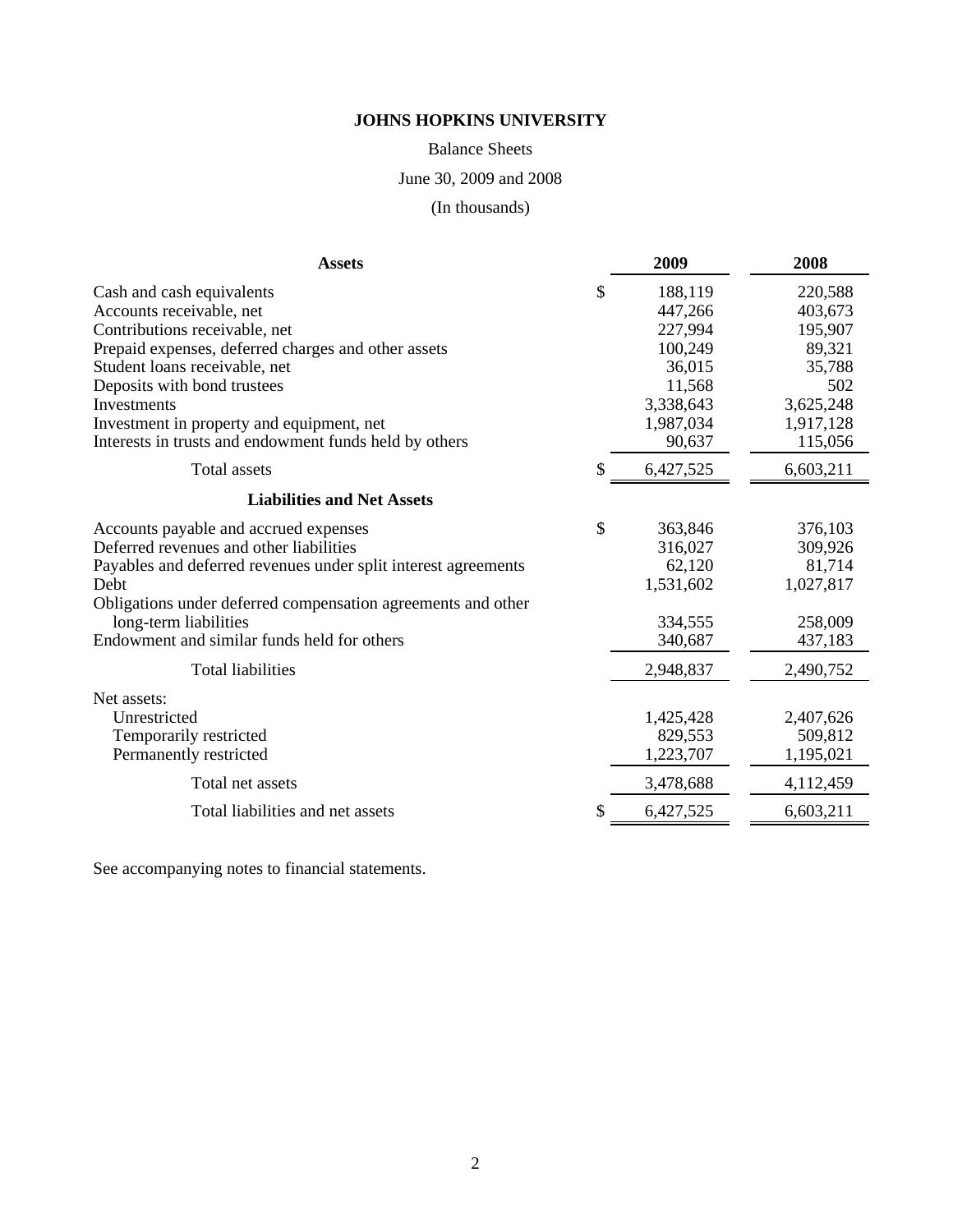# JOHNS HOPKINS UNIVERSITY

Balance Sheets

June 30, 2009 and 2008

(In thousands)

| Assets | 2009 | 2008 |
|---|---|---|
| Cash and cash equivalents | $ 188,119 | 220,588 |
| Accounts receivable, net | 447,266 | 403,673 |
| Contributions receivable, net | 227,994 | 195,907 |
| Prepaid expenses, deferred charges and other assets | 100,249 | 89,321 |
| Student loans receivable, net | 36,015 | 35,788 |
| Deposits with bond trustees | 11,568 | 502 |
| Investments | 3,338,643 | 3,625,248 |
| Investment in property and equipment, net | 1,987,034 | 1,917,128 |
| Interests in trusts and endowment funds held by others | 90,637 | 115,056 |
| Total assets | $ 6,427,525 | 6,603,211 |
| **Liabilities and Net Assets** | | |
| Accounts payable and accrued expenses | $ 363,846 | 376,103 |
| Deferred revenues and other liabilities | 316,027 | 309,926 |
| Payables and deferred revenues under split interest agreements | 62,120 | 81,714 |
| Debt | 1,531,602 | 1,027,817 |
| Obligations under deferred compensation agreements and other long-term liabilities | 334,555 | 258,009 |
| Endowment and similar funds held for others | 340,687 | 437,183 |
| Total liabilities | 2,948,837 | 2,490,752 |
| Net assets: | | |
| Unrestricted | 1,425,428 | 2,407,626 |
| Temporarily restricted | 829,553 | 509,812 |
| Permanently restricted | 1,223,707 | 1,195,021 |
| Total net assets | 3,478,688 | 4,112,459 |
| Total liabilities and net assets | $ 6,427,525 | 6,603,211 |

See accompanying notes to financial statements.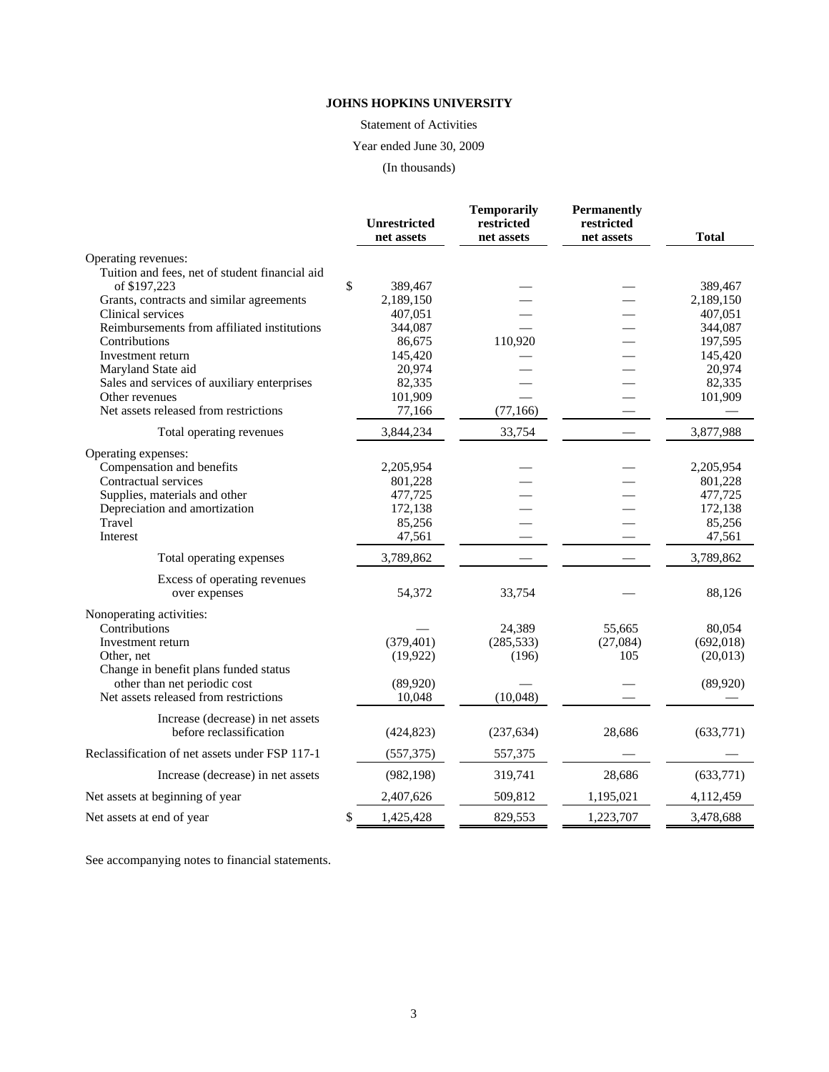**JOHNS HOPKINS UNIVERSITY**

Statement of Activities

Year ended June 30, 2009

(In thousands)

| | Unrestricted net assets | Temporarily restricted net assets | Permanently restricted net assets | Total |
|---|---|---|---|---|
| Operating revenues: | | | | |
| Tuition and fees, net of student financial aid of $197,223 | $ 389,467 | — | — | 389,467 |
| Grants, contracts and similar agreements | 2,189,150 | — | — | 2,189,150 |
| Clinical services | 407,051 | — | — | 407,051 |
| Reimbursements from affiliated institutions | 344,087 | — | — | 344,087 |
| Contributions | 86,675 | 110,920 | — | 197,595 |
| Investment return | 145,420 | — | — | 145,420 |
| Maryland State aid | 20,974 | — | — | 20,974 |
| Sales and services of auxiliary enterprises | 82,335 | — | — | 82,335 |
| Other revenues | 101,909 | — | — | 101,909 |
| Net assets released from restrictions | 77,166 | (77,166) | — | — |
| Total operating revenues | 3,844,234 | 33,754 | — | 3,877,988 |
| Operating expenses: | | | | |
| Compensation and benefits | 2,205,954 | — | — | 2,205,954 |
| Contractual services | 801,228 | — | — | 801,228 |
| Supplies, materials and other | 477,725 | — | — | 477,725 |
| Depreciation and amortization | 172,138 | — | — | 172,138 |
| Travel | 85,256 | — | — | 85,256 |
| Interest | 47,561 | — | — | 47,561 |
| Total operating expenses | 3,789,862 | — | — | 3,789,862 |
| Excess of operating revenues over expenses | 54,372 | 33,754 | — | 88,126 |
| Nonoperating activities: | | | | |
| Contributions | — | 24,389 | 55,665 | 80,054 |
| Investment return | (379,401) | (285,533) | (27,084) | (692,018) |
| Other, net | (19,922) | (196) | 105 | (20,013) |
| Change in benefit plans funded status other than net periodic cost | (89,920) | — | — | (89,920) |
| Net assets released from restrictions | 10,048 | (10,048) | — | — |
| Increase (decrease) in net assets before reclassification | (424,823) | (237,634) | 28,686 | (633,771) |
| Reclassification of net assets under FSP 117-1 | (557,375) | 557,375 | — | — |
| Increase (decrease) in net assets | (982,198) | 319,741 | 28,686 | (633,771) |
| Net assets at beginning of year | 2,407,626 | 509,812 | 1,195,021 | 4,112,459 |
| Net assets at end of year | $ 1,425,428 | 829,553 | 1,223,707 | 3,478,688 |

See accompanying notes to financial statements.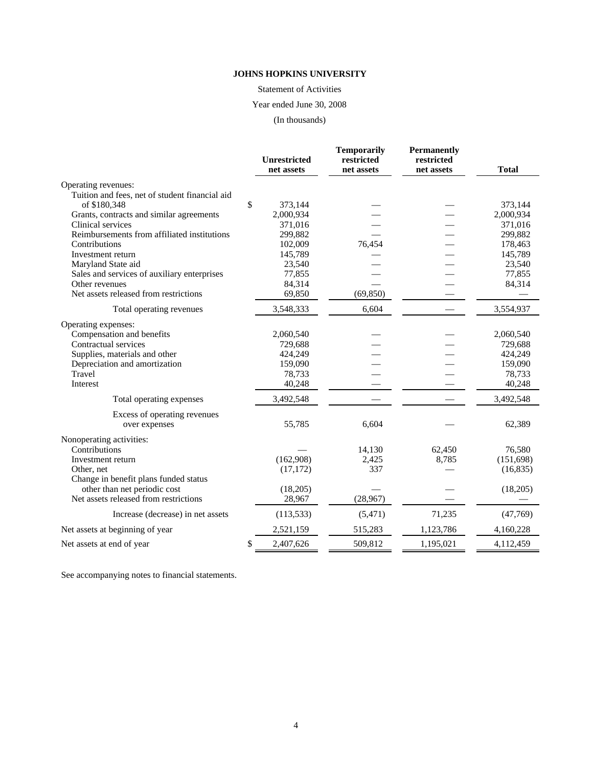**JOHNS HOPKINS UNIVERSITY**

Statement of Activities

Year ended June 30, 2008

(In thousands)

| | Unrestricted net assets | Temporarily restricted net assets | Permanently restricted net assets | Total |
|---|---|---|---|---|
| Operating revenues: | | | | |
| Tuition and fees, net of student financial aid of $180,348 | $ 373,144 | — | — | 373,144 |
| Grants, contracts and similar agreements | 2,000,934 | — | — | 2,000,934 |
| Clinical services | 371,016 | — | — | 371,016 |
| Reimbursements from affiliated institutions | 299,882 | — | — | 299,882 |
| Contributions | 102,009 | 76,454 | — | 178,463 |
| Investment return | 145,789 | — | — | 145,789 |
| Maryland State aid | 23,540 | — | — | 23,540 |
| Sales and services of auxiliary enterprises | 77,855 | — | — | 77,855 |
| Other revenues | 84,314 | — | — | 84,314 |
| Net assets released from restrictions | 69,850 | (69,850) | — | — |
| Total operating revenues | 3,548,333 | 6,604 | — | 3,554,937 |
| Operating expenses: | | | | |
| Compensation and benefits | 2,060,540 | — | — | 2,060,540 |
| Contractual services | 729,688 | — | — | 729,688 |
| Supplies, materials and other | 424,249 | — | — | 424,249 |
| Depreciation and amortization | 159,090 | — | — | 159,090 |
| Travel | 78,733 | — | — | 78,733 |
| Interest | 40,248 | — | — | 40,248 |
| Total operating expenses | 3,492,548 | — | — | 3,492,548 |
| Excess of operating revenues over expenses | 55,785 | 6,604 | — | 62,389 |
| Nonoperating activities: | | | | |
| Contributions | — | 14,130 | 62,450 | 76,580 |
| Investment return | (162,908) | 2,425 | 8,785 | (151,698) |
| Other, net | (17,172) | 337 | — | (16,835) |
| Change in benefit plans funded status other than net periodic cost | (18,205) | — | — | (18,205) |
| Net assets released from restrictions | 28,967 | (28,967) | — | — |
| Increase (decrease) in net assets | (113,533) | (5,471) | 71,235 | (47,769) |
| Net assets at beginning of year | 2,521,159 | 515,283 | 1,123,786 | 4,160,228 |
| Net assets at end of year | $ 2,407,626 | 509,812 | 1,195,021 | 4,112,459 |

See accompanying notes to financial statements.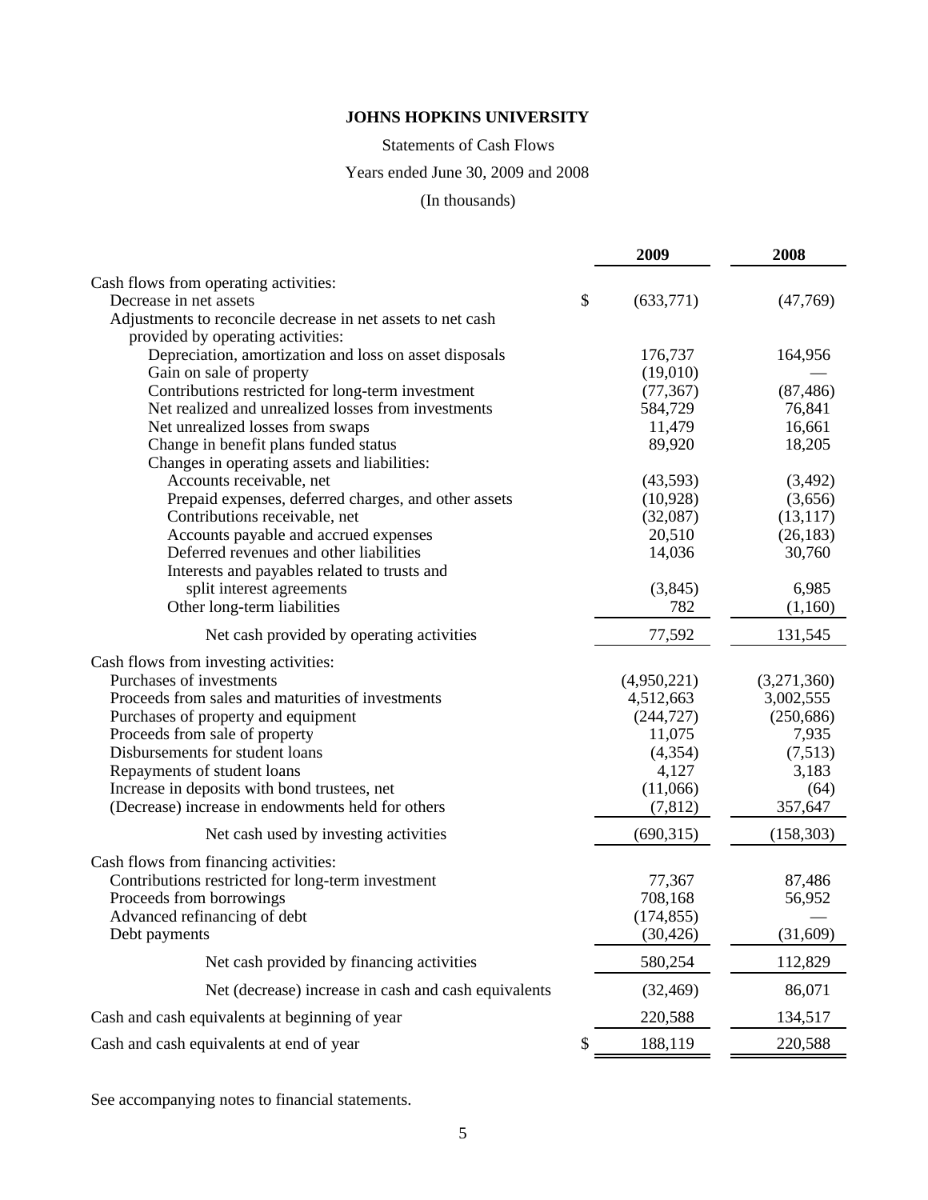**JOHNS HOPKINS UNIVERSITY**

Statements of Cash Flows

Years ended June 30, 2009 and 2008

(In thousands)

| | 2009 | 2008 |
|---|---|---|
| Cash flows from operating activities: | | |
| Decrease in net assets | $ (633,771) | (47,769) |
| Adjustments to reconcile decrease in net assets to net cash provided by operating activities: | | |
| Depreciation, amortization and loss on asset disposals | 176,737 | 164,956 |
| Gain on sale of property | (19,010) | — |
| Contributions restricted for long-term investment | (77,367) | (87,486) |
| Net realized and unrealized losses from investments | 584,729 | 76,841 |
| Net unrealized losses from swaps | 11,479 | 16,661 |
| Change in benefit plans funded status | 89,920 | 18,205 |
| Changes in operating assets and liabilities: | | |
| Accounts receivable, net | (43,593) | (3,492) |
| Prepaid expenses, deferred charges, and other assets | (10,928) | (3,656) |
| Contributions receivable, net | (32,087) | (13,117) |
| Accounts payable and accrued expenses | 20,510 | (26,183) |
| Deferred revenues and other liabilities | 14,036 | 30,760 |
| Interests and payables related to trusts and split interest agreements | (3,845) | 6,985 |
| Other long-term liabilities | 782 | (1,160) |
| Net cash provided by operating activities | 77,592 | 131,545 |
| Cash flows from investing activities: | | |
| Purchases of investments | (4,950,221) | (3,271,360) |
| Proceeds from sales and maturities of investments | 4,512,663 | 3,002,555 |
| Purchases of property and equipment | (244,727) | (250,686) |
| Proceeds from sale of property | 11,075 | 7,935 |
| Disbursements for student loans | (4,354) | (7,513) |
| Repayments of student loans | 4,127 | 3,183 |
| Increase in deposits with bond trustees, net | (11,066) | (64) |
| (Decrease) increase in endowments held for others | (7,812) | 357,647 |
| Net cash used by investing activities | (690,315) | (158,303) |
| Cash flows from financing activities: | | |
| Contributions restricted for long-term investment | 77,367 | 87,486 |
| Proceeds from borrowings | 708,168 | 56,952 |
| Advanced refinancing of debt | (174,855) | — |
| Debt payments | (30,426) | (31,609) |
| Net cash provided by financing activities | 580,254 | 112,829 |
| Net (decrease) increase in cash and cash equivalents | (32,469) | 86,071 |
| Cash and cash equivalents at beginning of year | 220,588 | 134,517 |
| Cash and cash equivalents at end of year | $ 188,119 | 220,588 |

See accompanying notes to financial statements.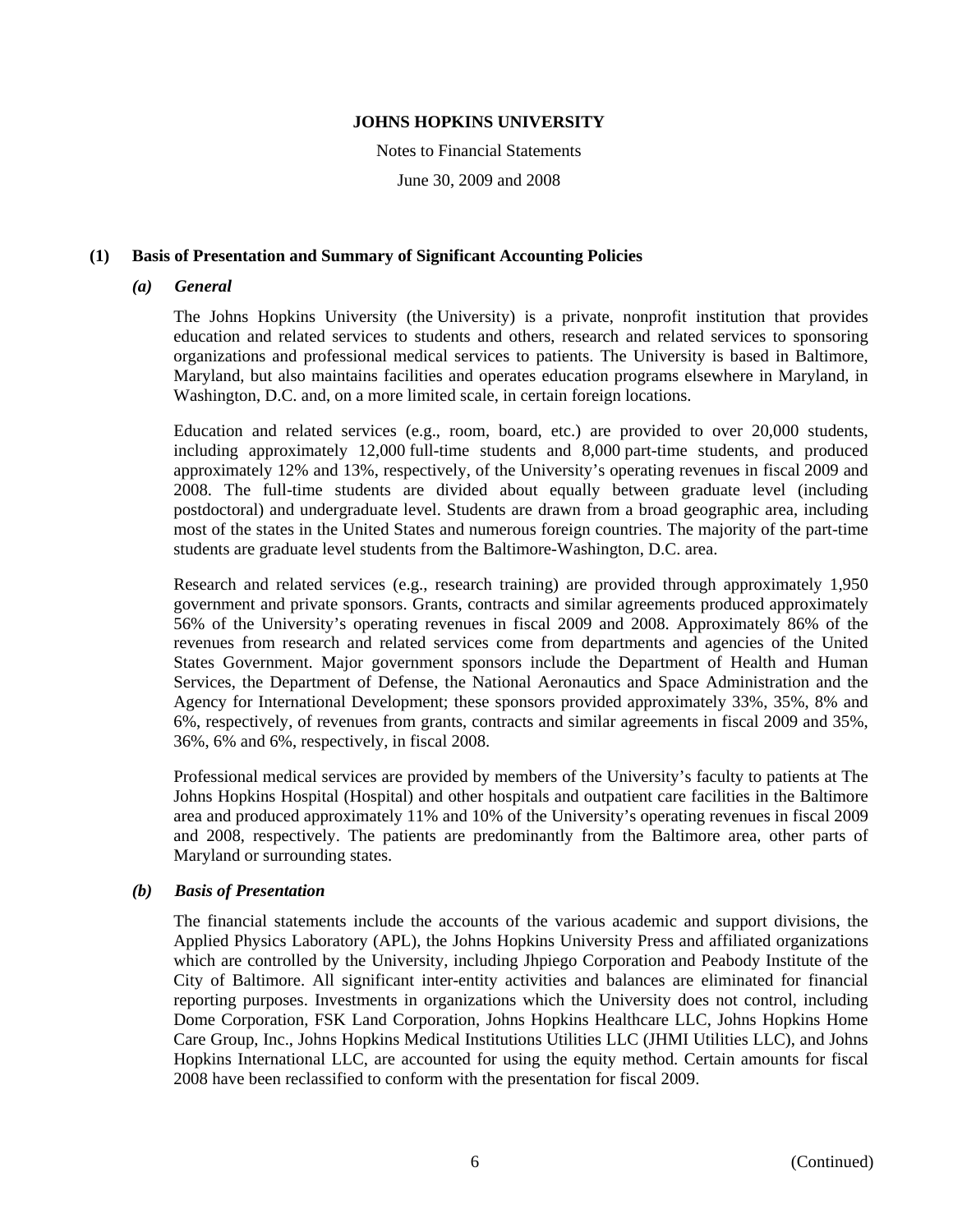**JOHNS HOPKINS UNIVERSITY**

Notes to Financial Statements

June 30, 2009 and 2008

## (1) Basis of Presentation and Summary of Significant Accounting Policies

### *(a) General*

The Johns Hopkins University (the University) is a private, nonprofit institution that provides education and related services to students and others, research and related services to sponsoring organizations and professional medical services to patients. The University is based in Baltimore, Maryland, but also maintains facilities and operates education programs elsewhere in Maryland, in Washington, D.C. and, on a more limited scale, in certain foreign locations.

Education and related services (e.g., room, board, etc.) are provided to over 20,000 students, including approximately 12,000 full-time students and 8,000 part-time students, and produced approximately 12% and 13%, respectively, of the University's operating revenues in fiscal 2009 and 2008. The full-time students are divided about equally between graduate level (including postdoctoral) and undergraduate level. Students are drawn from a broad geographic area, including most of the states in the United States and numerous foreign countries. The majority of the part-time students are graduate level students from the Baltimore-Washington, D.C. area.

Research and related services (e.g., research training) are provided through approximately 1,950 government and private sponsors. Grants, contracts and similar agreements produced approximately 56% of the University's operating revenues in fiscal 2009 and 2008. Approximately 86% of the revenues from research and related services come from departments and agencies of the United States Government. Major government sponsors include the Department of Health and Human Services, the Department of Defense, the National Aeronautics and Space Administration and the Agency for International Development; these sponsors provided approximately 33%, 35%, 8% and 6%, respectively, of revenues from grants, contracts and similar agreements in fiscal 2009 and 35%, 36%, 6% and 6%, respectively, in fiscal 2008.

Professional medical services are provided by members of the University's faculty to patients at The Johns Hopkins Hospital (Hospital) and other hospitals and outpatient care facilities in the Baltimore area and produced approximately 11% and 10% of the University's operating revenues in fiscal 2009 and 2008, respectively. The patients are predominantly from the Baltimore area, other parts of Maryland or surrounding states.

### *(b) Basis of Presentation*

The financial statements include the accounts of the various academic and support divisions, the Applied Physics Laboratory (APL), the Johns Hopkins University Press and affiliated organizations which are controlled by the University, including Jhpiego Corporation and Peabody Institute of the City of Baltimore. All significant inter-entity activities and balances are eliminated for financial reporting purposes. Investments in organizations which the University does not control, including Dome Corporation, FSK Land Corporation, Johns Hopkins Healthcare LLC, Johns Hopkins Home Care Group, Inc., Johns Hopkins Medical Institutions Utilities LLC (JHMI Utilities LLC), and Johns Hopkins International LLC, are accounted for using the equity method. Certain amounts for fiscal 2008 have been reclassified to conform with the presentation for fiscal 2009.

(Continued)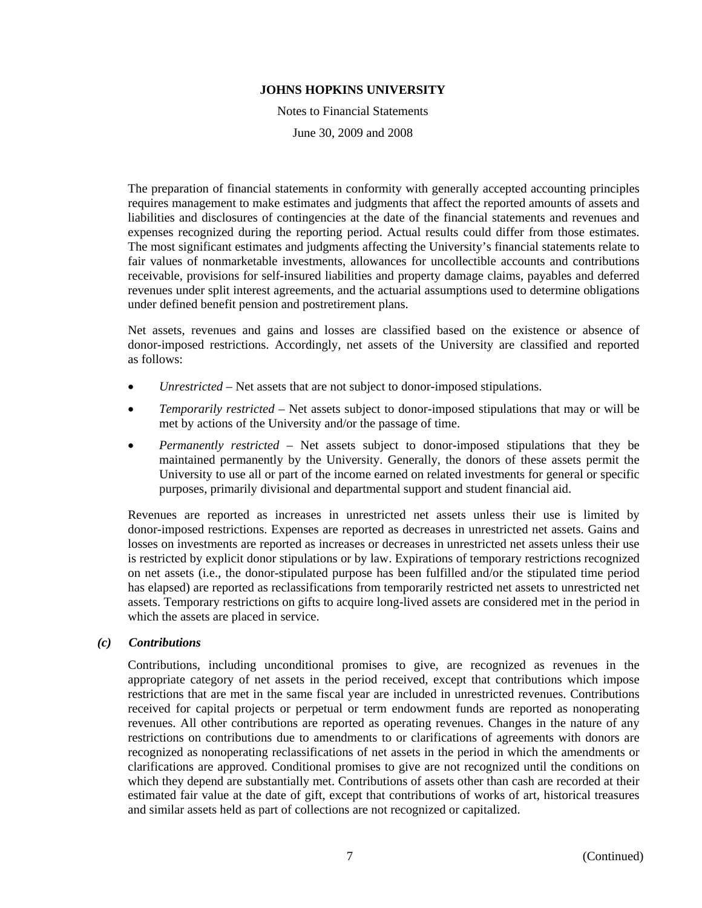The preparation of financial statements in conformity with generally accepted accounting principles requires management to make estimates and judgments that affect the reported amounts of assets and liabilities and disclosures of contingencies at the date of the financial statements and revenues and expenses recognized during the reporting period. Actual results could differ from those estimates. The most significant estimates and judgments affecting the University's financial statements relate to fair values of nonmarketable investments, allowances for uncollectible accounts and contributions receivable, provisions for self-insured liabilities and property damage claims, payables and deferred revenues under split interest agreements, and the actuarial assumptions used to determine obligations under defined benefit pension and postretirement plans.

Net assets, revenues and gains and losses are classified based on the existence or absence of donor-imposed restrictions. Accordingly, net assets of the University are classified and reported as follows:

- *Unrestricted* – Net assets that are not subject to donor-imposed stipulations.
- *Temporarily restricted* – Net assets subject to donor-imposed stipulations that may or will be met by actions of the University and/or the passage of time.
- *Permanently restricted* – Net assets subject to donor-imposed stipulations that they be maintained permanently by the University. Generally, the donors of these assets permit the University to use all or part of the income earned on related investments for general or specific purposes, primarily divisional and departmental support and student financial aid.

Revenues are reported as increases in unrestricted net assets unless their use is limited by donor-imposed restrictions. Expenses are reported as decreases in unrestricted net assets. Gains and losses on investments are reported as increases or decreases in unrestricted net assets unless their use is restricted by explicit donor stipulations or by law. Expirations of temporary restrictions recognized on net assets (i.e., the donor-stipulated purpose has been fulfilled and/or the stipulated time period has elapsed) are reported as reclassifications from temporarily restricted net assets to unrestricted net assets. Temporary restrictions on gifts to acquire long-lived assets are considered met in the period in which the assets are placed in service.

### *(c) Contributions*

Contributions, including unconditional promises to give, are recognized as revenues in the appropriate category of net assets in the period received, except that contributions which impose restrictions that are met in the same fiscal year are included in unrestricted revenues. Contributions received for capital projects or perpetual or term endowment funds are reported as nonoperating revenues. All other contributions are reported as operating revenues. Changes in the nature of any restrictions on contributions due to amendments to or clarifications of agreements with donors are recognized as nonoperating reclassifications of net assets in the period in which the amendments or clarifications are approved. Conditional promises to give are not recognized until the conditions on which they depend are substantially met. Contributions of assets other than cash are recorded at their estimated fair value at the date of gift, except that contributions of works of art, historical treasures and similar assets held as part of collections are not recognized or capitalized.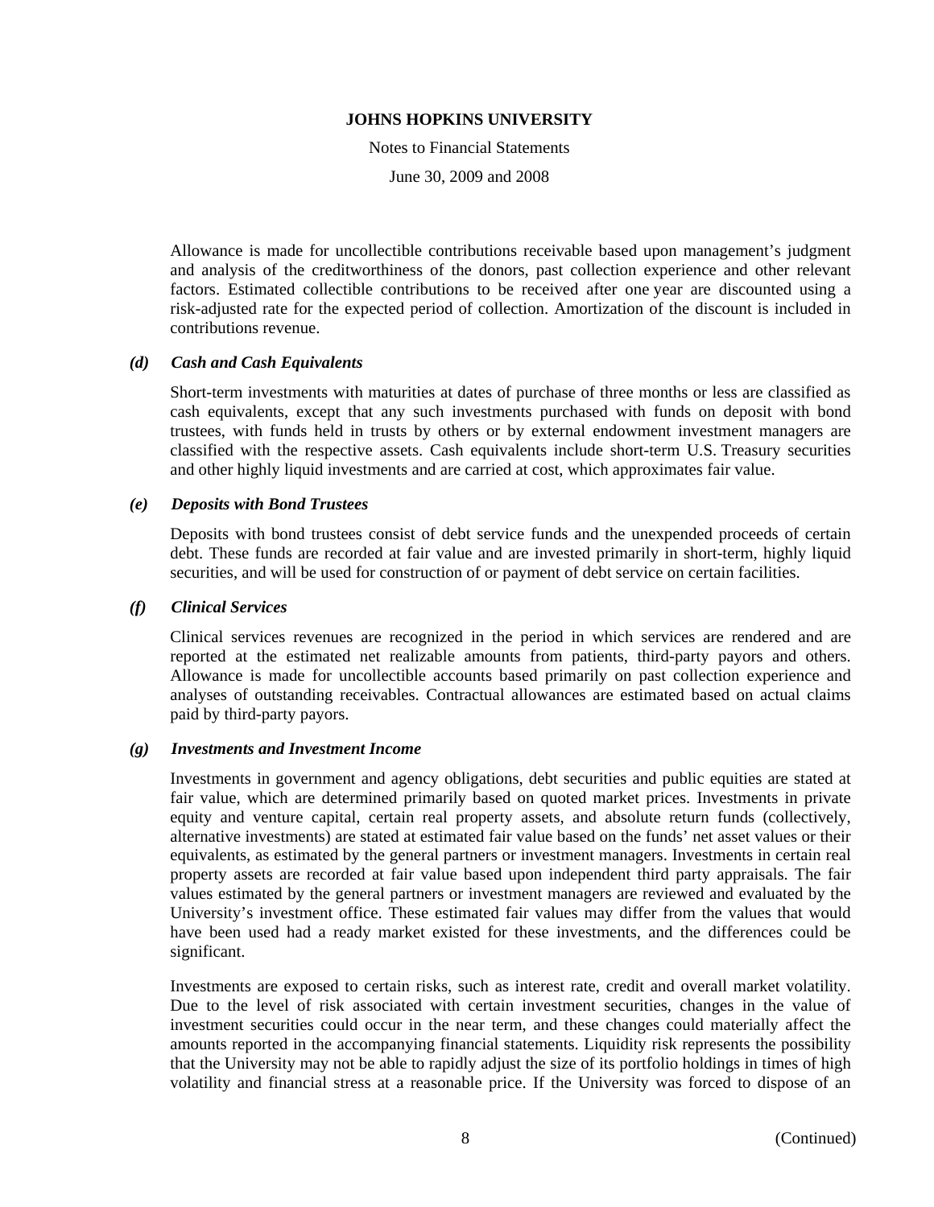Allowance is made for uncollectible contributions receivable based upon management's judgment and analysis of the creditworthiness of the donors, past collection experience and other relevant factors. Estimated collectible contributions to be received after one year are discounted using a risk-adjusted rate for the expected period of collection. Amortization of the discount is included in contributions revenue.

### *(d) Cash and Cash Equivalents*

Short-term investments with maturities at dates of purchase of three months or less are classified as cash equivalents, except that any such investments purchased with funds on deposit with bond trustees, with funds held in trusts by others or by external endowment investment managers are classified with the respective assets. Cash equivalents include short-term U.S. Treasury securities and other highly liquid investments and are carried at cost, which approximates fair value.

### *(e) Deposits with Bond Trustees*

Deposits with bond trustees consist of debt service funds and the unexpended proceeds of certain debt. These funds are recorded at fair value and are invested primarily in short-term, highly liquid securities, and will be used for construction of or payment of debt service on certain facilities.

### *(f) Clinical Services*

Clinical services revenues are recognized in the period in which services are rendered and are reported at the estimated net realizable amounts from patients, third-party payors and others. Allowance is made for uncollectible accounts based primarily on past collection experience and analyses of outstanding receivables. Contractual allowances are estimated based on actual claims paid by third-party payors.

### *(g) Investments and Investment Income*

Investments in government and agency obligations, debt securities and public equities are stated at fair value, which are determined primarily based on quoted market prices. Investments in private equity and venture capital, certain real property assets, and absolute return funds (collectively, alternative investments) are stated at estimated fair value based on the funds' net asset values or their equivalents, as estimated by the general partners or investment managers. Investments in certain real property assets are recorded at fair value based upon independent third party appraisals. The fair values estimated by the general partners or investment managers are reviewed and evaluated by the University's investment office. These estimated fair values may differ from the values that would have been used had a ready market existed for these investments, and the differences could be significant.

Investments are exposed to certain risks, such as interest rate, credit and overall market volatility. Due to the level of risk associated with certain investment securities, changes in the value of investment securities could occur in the near term, and these changes could materially affect the amounts reported in the accompanying financial statements. Liquidity risk represents the possibility that the University may not be able to rapidly adjust the size of its portfolio holdings in times of high volatility and financial stress at a reasonable price. If the University was forced to dispose of an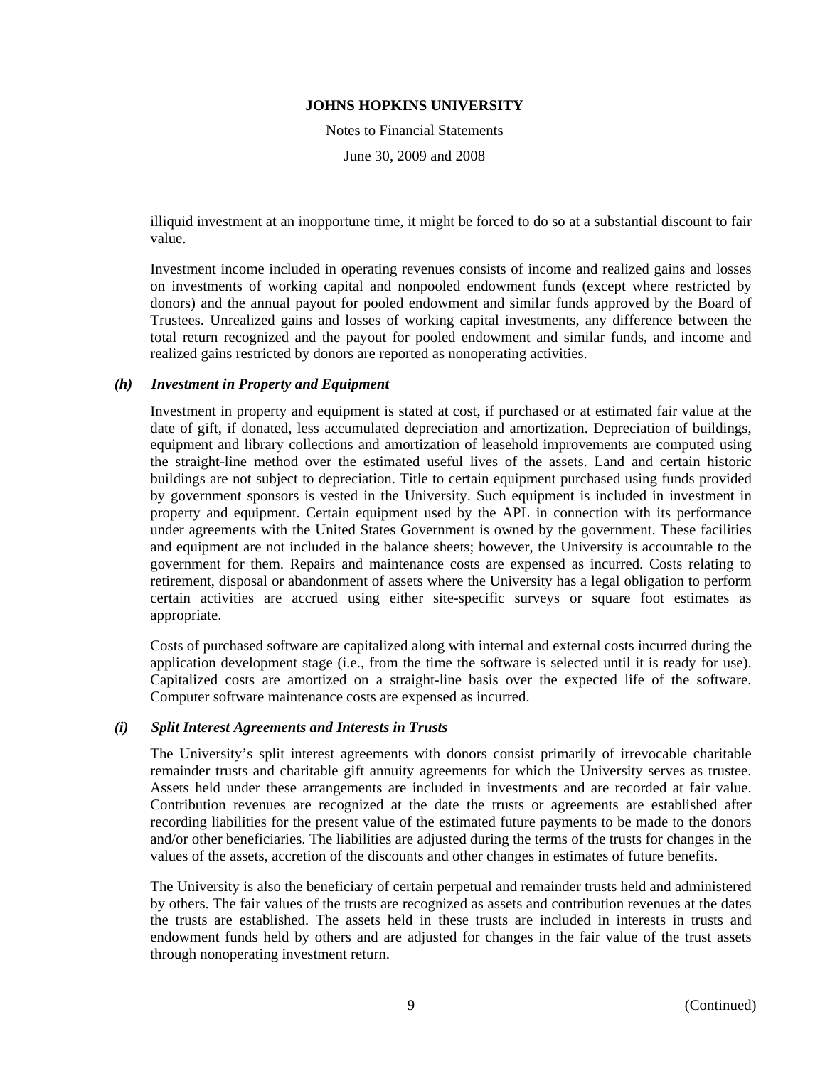illiquid investment at an inopportune time, it might be forced to do so at a substantial discount to fair value.

Investment income included in operating revenues consists of income and realized gains and losses on investments of working capital and nonpooled endowment funds (except where restricted by donors) and the annual payout for pooled endowment and similar funds approved by the Board of Trustees. Unrealized gains and losses of working capital investments, any difference between the total return recognized and the payout for pooled endowment and similar funds, and income and realized gains restricted by donors are reported as nonoperating activities.

### *(h) Investment in Property and Equipment*

Investment in property and equipment is stated at cost, if purchased or at estimated fair value at the date of gift, if donated, less accumulated depreciation and amortization. Depreciation of buildings, equipment and library collections and amortization of leasehold improvements are computed using the straight-line method over the estimated useful lives of the assets. Land and certain historic buildings are not subject to depreciation. Title to certain equipment purchased using funds provided by government sponsors is vested in the University. Such equipment is included in investment in property and equipment. Certain equipment used by the APL in connection with its performance under agreements with the United States Government is owned by the government. These facilities and equipment are not included in the balance sheets; however, the University is accountable to the government for them. Repairs and maintenance costs are expensed as incurred. Costs relating to retirement, disposal or abandonment of assets where the University has a legal obligation to perform certain activities are accrued using either site-specific surveys or square foot estimates as appropriate.

Costs of purchased software are capitalized along with internal and external costs incurred during the application development stage (i.e., from the time the software is selected until it is ready for use). Capitalized costs are amortized on a straight-line basis over the expected life of the software. Computer software maintenance costs are expensed as incurred.

### *(i) Split Interest Agreements and Interests in Trusts*

The University's split interest agreements with donors consist primarily of irrevocable charitable remainder trusts and charitable gift annuity agreements for which the University serves as trustee. Assets held under these arrangements are included in investments and are recorded at fair value. Contribution revenues are recognized at the date the trusts or agreements are established after recording liabilities for the present value of the estimated future payments to be made to the donors and/or other beneficiaries. The liabilities are adjusted during the terms of the trusts for changes in the values of the assets, accretion of the discounts and other changes in estimates of future benefits.

The University is also the beneficiary of certain perpetual and remainder trusts held and administered by others. The fair values of the trusts are recognized as assets and contribution revenues at the dates the trusts are established. The assets held in these trusts are included in interests in trusts and endowment funds held by others and are adjusted for changes in the fair value of the trust assets through nonoperating investment return.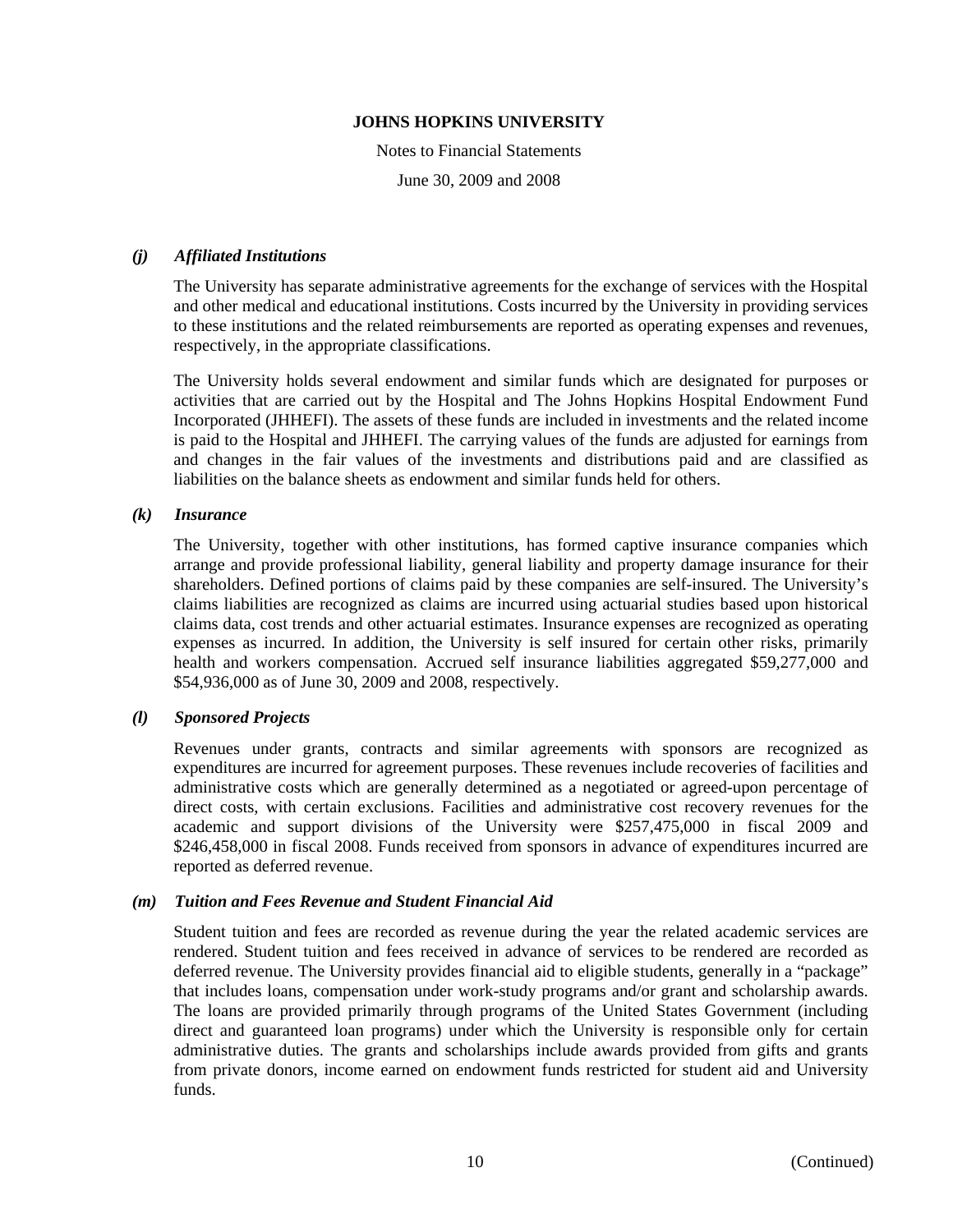### *(j) Affiliated Institutions*

The University has separate administrative agreements for the exchange of services with the Hospital and other medical and educational institutions. Costs incurred by the University in providing services to these institutions and the related reimbursements are reported as operating expenses and revenues, respectively, in the appropriate classifications.

The University holds several endowment and similar funds which are designated for purposes or activities that are carried out by the Hospital and The Johns Hopkins Hospital Endowment Fund Incorporated (JHHEFI). The assets of these funds are included in investments and the related income is paid to the Hospital and JHHEFI. The carrying values of the funds are adjusted for earnings from and changes in the fair values of the investments and distributions paid and are classified as liabilities on the balance sheets as endowment and similar funds held for others.

### *(k) Insurance*

The University, together with other institutions, has formed captive insurance companies which arrange and provide professional liability, general liability and property damage insurance for their shareholders. Defined portions of claims paid by these companies are self-insured. The University's claims liabilities are recognized as claims are incurred using actuarial studies based upon historical claims data, cost trends and other actuarial estimates. Insurance expenses are recognized as operating expenses as incurred. In addition, the University is self insured for certain other risks, primarily health and workers compensation. Accrued self insurance liabilities aggregated $59,277,000 and $54,936,000 as of June 30, 2009 and 2008, respectively.

### *(l) Sponsored Projects*

Revenues under grants, contracts and similar agreements with sponsors are recognized as expenditures are incurred for agreement purposes. These revenues include recoveries of facilities and administrative costs which are generally determined as a negotiated or agreed-upon percentage of direct costs, with certain exclusions. Facilities and administrative cost recovery revenues for the academic and support divisions of the University were $257,475,000 in fiscal 2009 and $246,458,000 in fiscal 2008. Funds received from sponsors in advance of expenditures incurred are reported as deferred revenue.

### *(m) Tuition and Fees Revenue and Student Financial Aid*

Student tuition and fees are recorded as revenue during the year the related academic services are rendered. Student tuition and fees received in advance of services to be rendered are recorded as deferred revenue. The University provides financial aid to eligible students, generally in a "package" that includes loans, compensation under work-study programs and/or grant and scholarship awards. The loans are provided primarily through programs of the United States Government (including direct and guaranteed loan programs) under which the University is responsible only for certain administrative duties. The grants and scholarships include awards provided from gifts and grants from private donors, income earned on endowment funds restricted for student aid and University funds.

(Continued)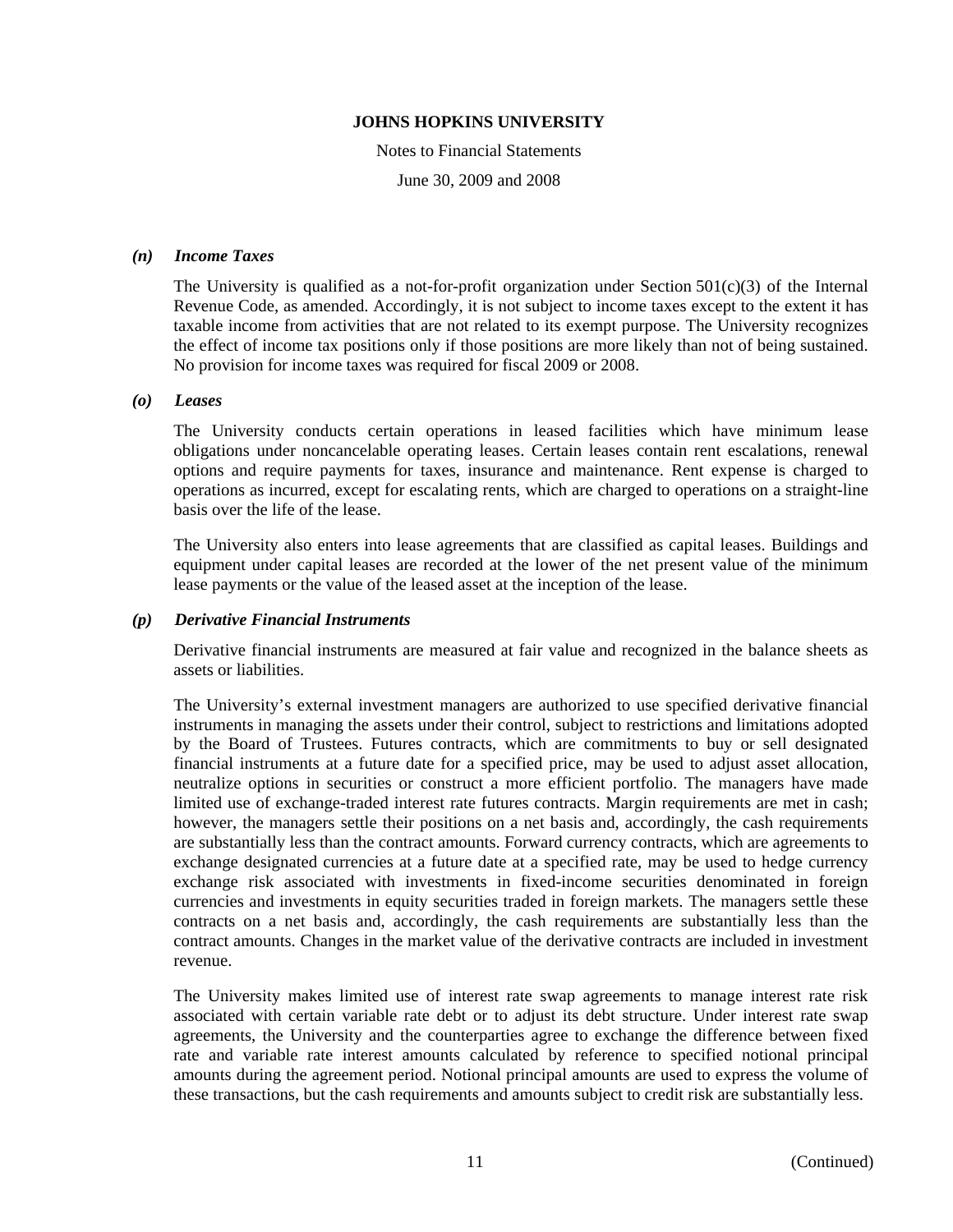### *(n) Income Taxes*

The University is qualified as a not-for-profit organization under Section 501(c)(3) of the Internal Revenue Code, as amended. Accordingly, it is not subject to income taxes except to the extent it has taxable income from activities that are not related to its exempt purpose. The University recognizes the effect of income tax positions only if those positions are more likely than not of being sustained. No provision for income taxes was required for fiscal 2009 or 2008.

### *(o) Leases*

The University conducts certain operations in leased facilities which have minimum lease obligations under noncancelable operating leases. Certain leases contain rent escalations, renewal options and require payments for taxes, insurance and maintenance. Rent expense is charged to operations as incurred, except for escalating rents, which are charged to operations on a straight-line basis over the life of the lease.

The University also enters into lease agreements that are classified as capital leases. Buildings and equipment under capital leases are recorded at the lower of the net present value of the minimum lease payments or the value of the leased asset at the inception of the lease.

### *(p) Derivative Financial Instruments*

Derivative financial instruments are measured at fair value and recognized in the balance sheets as assets or liabilities.

The University's external investment managers are authorized to use specified derivative financial instruments in managing the assets under their control, subject to restrictions and limitations adopted by the Board of Trustees. Futures contracts, which are commitments to buy or sell designated financial instruments at a future date for a specified price, may be used to adjust asset allocation, neutralize options in securities or construct a more efficient portfolio. The managers have made limited use of exchange-traded interest rate futures contracts. Margin requirements are met in cash; however, the managers settle their positions on a net basis and, accordingly, the cash requirements are substantially less than the contract amounts. Forward currency contracts, which are agreements to exchange designated currencies at a future date at a specified rate, may be used to hedge currency exchange risk associated with investments in fixed-income securities denominated in foreign currencies and investments in equity securities traded in foreign markets. The managers settle these contracts on a net basis and, accordingly, the cash requirements are substantially less than the contract amounts. Changes in the market value of the derivative contracts are included in investment revenue.

The University makes limited use of interest rate swap agreements to manage interest rate risk associated with certain variable rate debt or to adjust its debt structure. Under interest rate swap agreements, the University and the counterparties agree to exchange the difference between fixed rate and variable rate interest amounts calculated by reference to specified notional principal amounts during the agreement period. Notional principal amounts are used to express the volume of these transactions, but the cash requirements and amounts subject to credit risk are substantially less.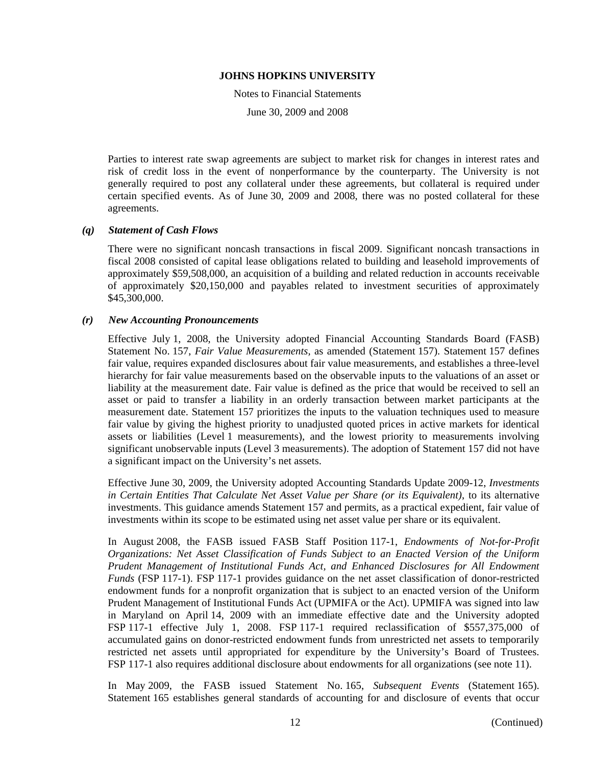Parties to interest rate swap agreements are subject to market risk for changes in interest rates and risk of credit loss in the event of nonperformance by the counterparty. The University is not generally required to post any collateral under these agreements, but collateral is required under certain specified events. As of June 30, 2009 and 2008, there was no posted collateral for these agreements.

### *(q) Statement of Cash Flows*

There were no significant noncash transactions in fiscal 2009. Significant noncash transactions in fiscal 2008 consisted of capital lease obligations related to building and leasehold improvements of approximately $59,508,000, an acquisition of a building and related reduction in accounts receivable of approximately $20,150,000 and payables related to investment securities of approximately $45,300,000.

### *(r) New Accounting Pronouncements*

Effective July 1, 2008, the University adopted Financial Accounting Standards Board (FASB) Statement No. 157, *Fair Value Measurements*, as amended (Statement 157). Statement 157 defines fair value, requires expanded disclosures about fair value measurements, and establishes a three-level hierarchy for fair value measurements based on the observable inputs to the valuations of an asset or liability at the measurement date. Fair value is defined as the price that would be received to sell an asset or paid to transfer a liability in an orderly transaction between market participants at the measurement date. Statement 157 prioritizes the inputs to the valuation techniques used to measure fair value by giving the highest priority to unadjusted quoted prices in active markets for identical assets or liabilities (Level 1 measurements), and the lowest priority to measurements involving significant unobservable inputs (Level 3 measurements). The adoption of Statement 157 did not have a significant impact on the University's net assets.

Effective June 30, 2009, the University adopted Accounting Standards Update 2009-12, *Investments in Certain Entities That Calculate Net Asset Value per Share (or its Equivalent)*, to its alternative investments. This guidance amends Statement 157 and permits, as a practical expedient, fair value of investments within its scope to be estimated using net asset value per share or its equivalent.

In August 2008, the FASB issued FASB Staff Position 117-1, *Endowments of Not-for-Profit Organizations: Net Asset Classification of Funds Subject to an Enacted Version of the Uniform Prudent Management of Institutional Funds Act, and Enhanced Disclosures for All Endowment Funds* (FSP 117-1). FSP 117-1 provides guidance on the net asset classification of donor-restricted endowment funds for a nonprofit organization that is subject to an enacted version of the Uniform Prudent Management of Institutional Funds Act (UPMIFA or the Act). UPMIFA was signed into law in Maryland on April 14, 2009 with an immediate effective date and the University adopted FSP 117-1 effective July 1, 2008. FSP 117-1 required reclassification of $557,375,000 of accumulated gains on donor-restricted endowment funds from unrestricted net assets to temporarily restricted net assets until appropriated for expenditure by the University's Board of Trustees. FSP 117-1 also requires additional disclosure about endowments for all organizations (see note 11).

In May 2009, the FASB issued Statement No. 165, *Subsequent Events* (Statement 165). Statement 165 establishes general standards of accounting for and disclosure of events that occur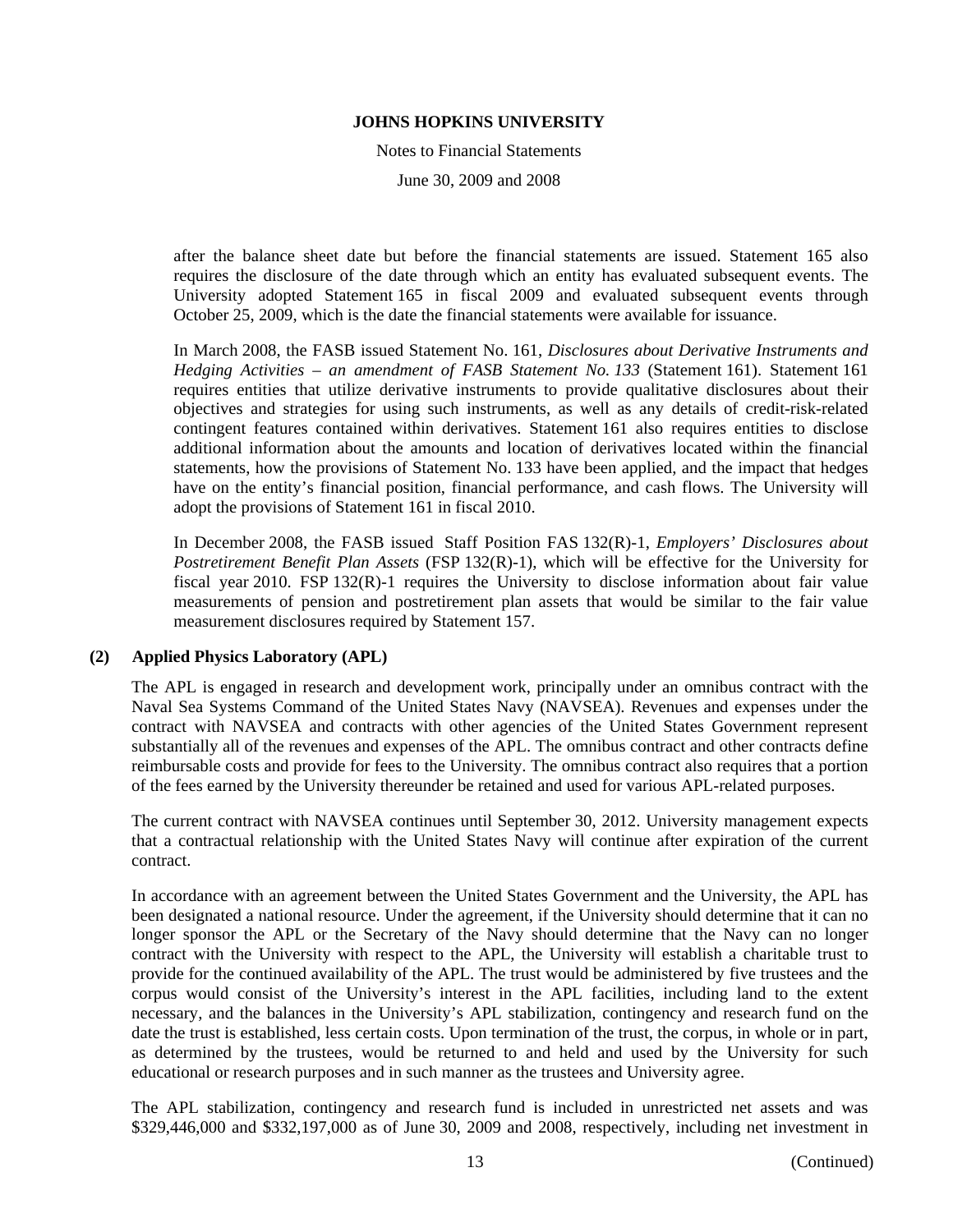after the balance sheet date but before the financial statements are issued. Statement 165 also requires the disclosure of the date through which an entity has evaluated subsequent events. The University adopted Statement 165 in fiscal 2009 and evaluated subsequent events through October 25, 2009, which is the date the financial statements were available for issuance.

In March 2008, the FASB issued Statement No. 161, *Disclosures about Derivative Instruments and Hedging Activities – an amendment of FASB Statement No. 133* (Statement 161). Statement 161 requires entities that utilize derivative instruments to provide qualitative disclosures about their objectives and strategies for using such instruments, as well as any details of credit-risk-related contingent features contained within derivatives. Statement 161 also requires entities to disclose additional information about the amounts and location of derivatives located within the financial statements, how the provisions of Statement No. 133 have been applied, and the impact that hedges have on the entity's financial position, financial performance, and cash flows. The University will adopt the provisions of Statement 161 in fiscal 2010.

In December 2008, the FASB issued Staff Position FAS 132(R)-1, *Employers' Disclosures about Postretirement Benefit Plan Assets* (FSP 132(R)-1), which will be effective for the University for fiscal year 2010. FSP 132(R)-1 requires the University to disclose information about fair value measurements of pension and postretirement plan assets that would be similar to the fair value measurement disclosures required by Statement 157.

## (2) Applied Physics Laboratory (APL)

The APL is engaged in research and development work, principally under an omnibus contract with the Naval Sea Systems Command of the United States Navy (NAVSEA). Revenues and expenses under the contract with NAVSEA and contracts with other agencies of the United States Government represent substantially all of the revenues and expenses of the APL. The omnibus contract and other contracts define reimbursable costs and provide for fees to the University. The omnibus contract also requires that a portion of the fees earned by the University thereunder be retained and used for various APL-related purposes.

The current contract with NAVSEA continues until September 30, 2012. University management expects that a contractual relationship with the United States Navy will continue after expiration of the current contract.

In accordance with an agreement between the United States Government and the University, the APL has been designated a national resource. Under the agreement, if the University should determine that it can no longer sponsor the APL or the Secretary of the Navy should determine that the Navy can no longer contract with the University with respect to the APL, the University will establish a charitable trust to provide for the continued availability of the APL. The trust would be administered by five trustees and the corpus would consist of the University's interest in the APL facilities, including land to the extent necessary, and the balances in the University's APL stabilization, contingency and research fund on the date the trust is established, less certain costs. Upon termination of the trust, the corpus, in whole or in part, as determined by the trustees, would be returned to and held and used by the University for such educational or research purposes and in such manner as the trustees and University agree.

The APL stabilization, contingency and research fund is included in unrestricted net assets and was $329,446,000 and $332,197,000 as of June 30, 2009 and 2008, respectively, including net investment in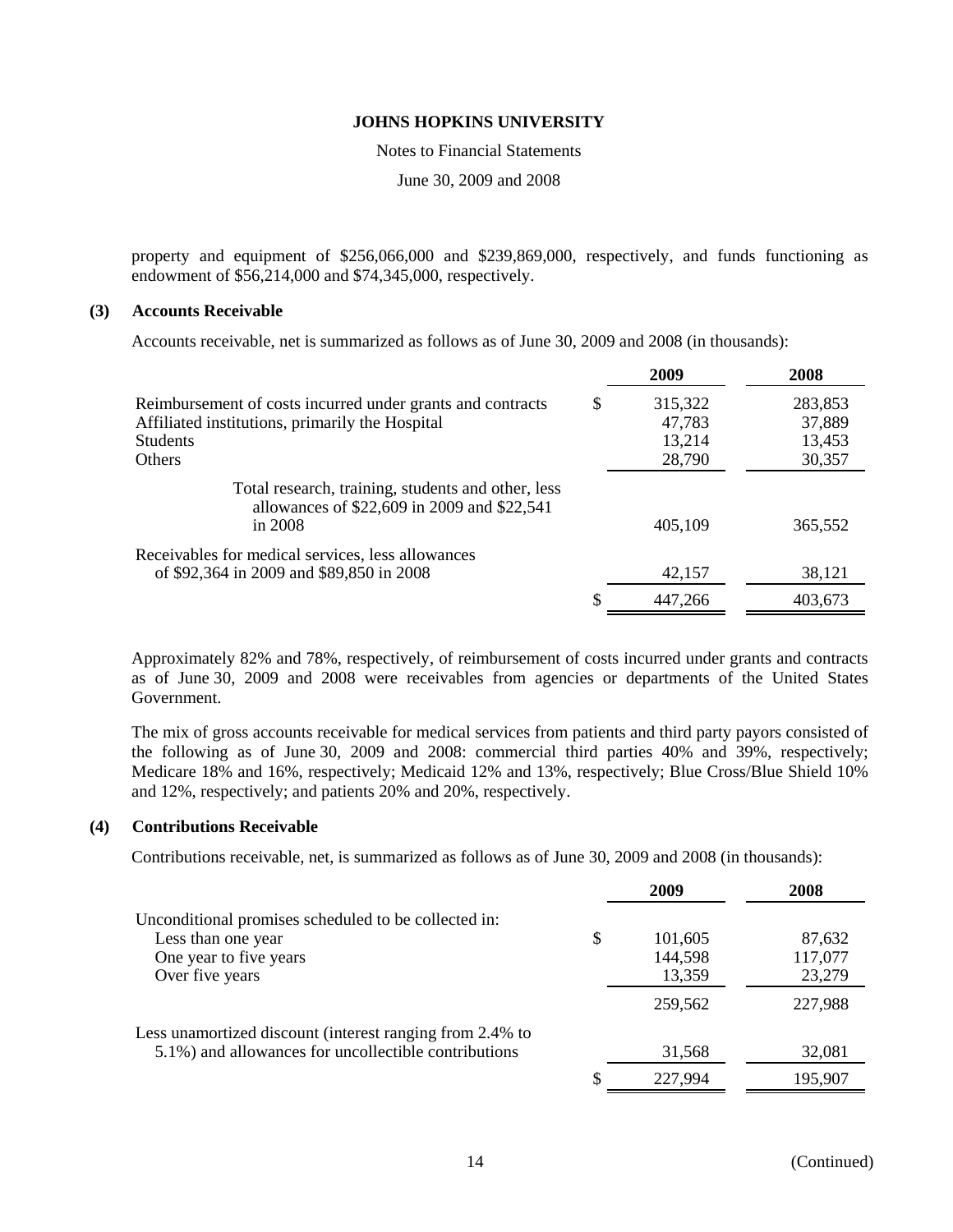property and equipment of $256,066,000 and $239,869,000, respectively, and funds functioning as endowment of $56,214,000 and $74,345,000, respectively.

## (3) Accounts Receivable

Accounts receivable, net is summarized as follows as of June 30, 2009 and 2008 (in thousands):

| | 2009 | 2008 |
|---|---|---|
| Reimbursement of costs incurred under grants and contracts | $ 315,322 | 283,853 |
| Affiliated institutions, primarily the Hospital | 47,783 | 37,889 |
| Students | 13,214 | 13,453 |
| Others | 28,790 | 30,357 |
| Total research, training, students and other, less allowances of $22,609 in 2009 and $22,541 in 2008 | 405,109 | 365,552 |
| Receivables for medical services, less allowances of $92,364 in 2009 and $89,850 in 2008 | 42,157 | 38,121 |
| | $ 447,266 | 403,673 |

Approximately 82% and 78%, respectively, of reimbursement of costs incurred under grants and contracts as of June 30, 2009 and 2008 were receivables from agencies or departments of the United States Government.

The mix of gross accounts receivable for medical services from patients and third party payors consisted of the following as of June 30, 2009 and 2008: commercial third parties 40% and 39%, respectively; Medicare 18% and 16%, respectively; Medicaid 12% and 13%, respectively; Blue Cross/Blue Shield 10% and 12%, respectively; and patients 20% and 20%, respectively.

## (4) Contributions Receivable

Contributions receivable, net, is summarized as follows as of June 30, 2009 and 2008 (in thousands):

| | 2009 | 2008 |
|---|---|---|
| Unconditional promises scheduled to be collected in: | | |
| Less than one year | $ 101,605 | 87,632 |
| One year to five years | 144,598 | 117,077 |
| Over five years | 13,359 | 23,279 |
| | 259,562 | 227,988 |
| Less unamortized discount (interest ranging from 2.4% to 5.1%) and allowances for uncollectible contributions | 31,568 | 32,081 |
| | $ 227,994 | 195,907 |

(Continued)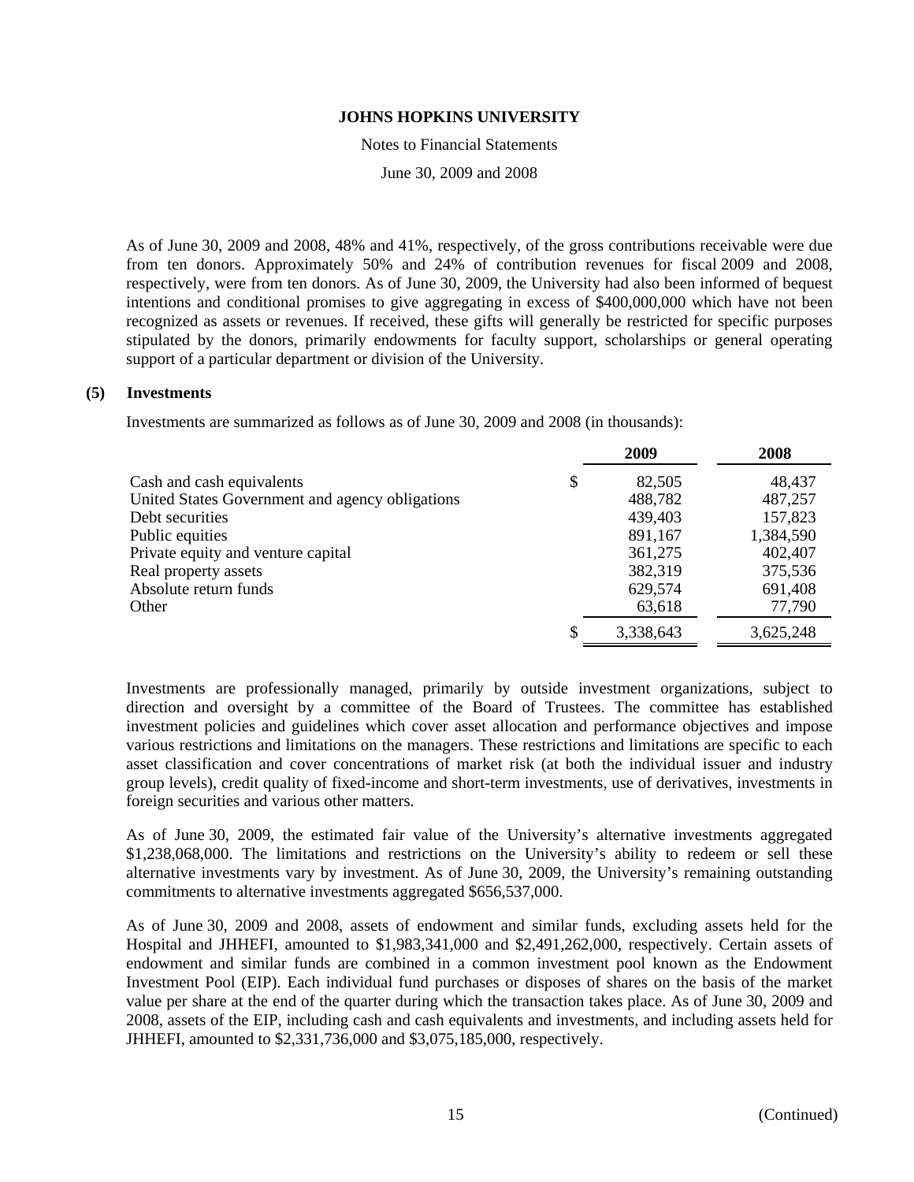As of June 30, 2009 and 2008, 48% and 41%, respectively, of the gross contributions receivable were due from ten donors. Approximately 50% and 24% of contribution revenues for fiscal 2009 and 2008, respectively, were from ten donors. As of June 30, 2009, the University had also been informed of bequest intentions and conditional promises to give aggregating in excess of $400,000,000 which have not been recognized as assets or revenues. If received, these gifts will generally be restricted for specific purposes stipulated by the donors, primarily endowments for faculty support, scholarships or general operating support of a particular department or division of the University.

## (5) Investments

Investments are summarized as follows as of June 30, 2009 and 2008 (in thousands):

| | 2009 | 2008 |
|---|---|---|
| Cash and cash equivalents | $ 82,505 | 48,437 |
| United States Government and agency obligations | 488,782 | 487,257 |
| Debt securities | 439,403 | 157,823 |
| Public equities | 891,167 | 1,384,590 |
| Private equity and venture capital | 361,275 | 402,407 |
| Real property assets | 382,319 | 375,536 |
| Absolute return funds | 629,574 | 691,408 |
| Other | 63,618 | 77,790 |
| | $ 3,338,643 | 3,625,248 |

Investments are professionally managed, primarily by outside investment organizations, subject to direction and oversight by a committee of the Board of Trustees. The committee has established investment policies and guidelines which cover asset allocation and performance objectives and impose various restrictions and limitations on the managers. These restrictions and limitations are specific to each asset classification and cover concentrations of market risk (at both the individual issuer and industry group levels), credit quality of fixed-income and short-term investments, use of derivatives, investments in foreign securities and various other matters.

As of June 30, 2009, the estimated fair value of the University's alternative investments aggregated $1,238,068,000. The limitations and restrictions on the University's ability to redeem or sell these alternative investments vary by investment. As of June 30, 2009, the University's remaining outstanding commitments to alternative investments aggregated $656,537,000.

As of June 30, 2009 and 2008, assets of endowment and similar funds, excluding assets held for the Hospital and JHHEFI, amounted to $1,983,341,000 and $2,491,262,000, respectively. Certain assets of endowment and similar funds are combined in a common investment pool known as the Endowment Investment Pool (EIP). Each individual fund purchases or disposes of shares on the basis of the market value per share at the end of the quarter during which the transaction takes place. As of June 30, 2009 and 2008, assets of the EIP, including cash and cash equivalents and investments, and including assets held for JHHEFI, amounted to $2,331,736,000 and $3,075,185,000, respectively.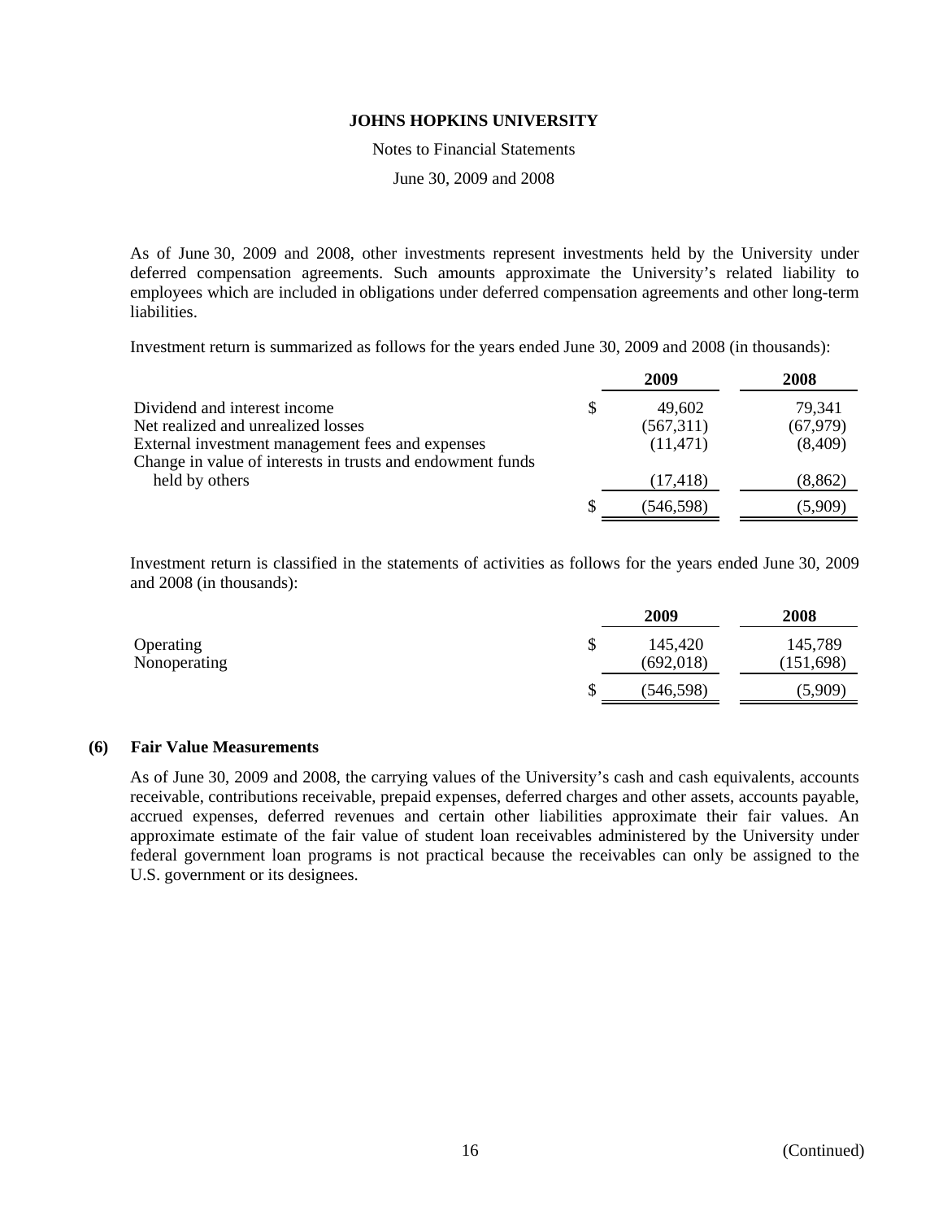As of June 30, 2009 and 2008, other investments represent investments held by the University under deferred compensation agreements. Such amounts approximate the University's related liability to employees which are included in obligations under deferred compensation agreements and other long-term liabilities.

Investment return is summarized as follows for the years ended June 30, 2009 and 2008 (in thousands):

| | 2009 | 2008 |
|---|---|---|
| Dividend and interest income | $ 49,602 | 79,341 |
| Net realized and unrealized losses | (567,311) | (67,979) |
| External investment management fees and expenses | (11,471) | (8,409) |
| Change in value of interests in trusts and endowment funds held by others | (17,418) | (8,862) |
| | $ (546,598) | (5,909) |

Investment return is classified in the statements of activities as follows for the years ended June 30, 2009 and 2008 (in thousands):

| | 2009 | 2008 |
|---|---|---|
| Operating | $ 145,420 | 145,789 |
| Nonoperating | (692,018) | (151,698) |
| | $ (546,598) | (5,909) |

## (6) Fair Value Measurements

As of June 30, 2009 and 2008, the carrying values of the University's cash and cash equivalents, accounts receivable, contributions receivable, prepaid expenses, deferred charges and other assets, accounts payable, accrued expenses, deferred revenues and certain other liabilities approximate their fair values. An approximate estimate of the fair value of student loan receivables administered by the University under federal government loan programs is not practical because the receivables can only be assigned to the U.S. government or its designees.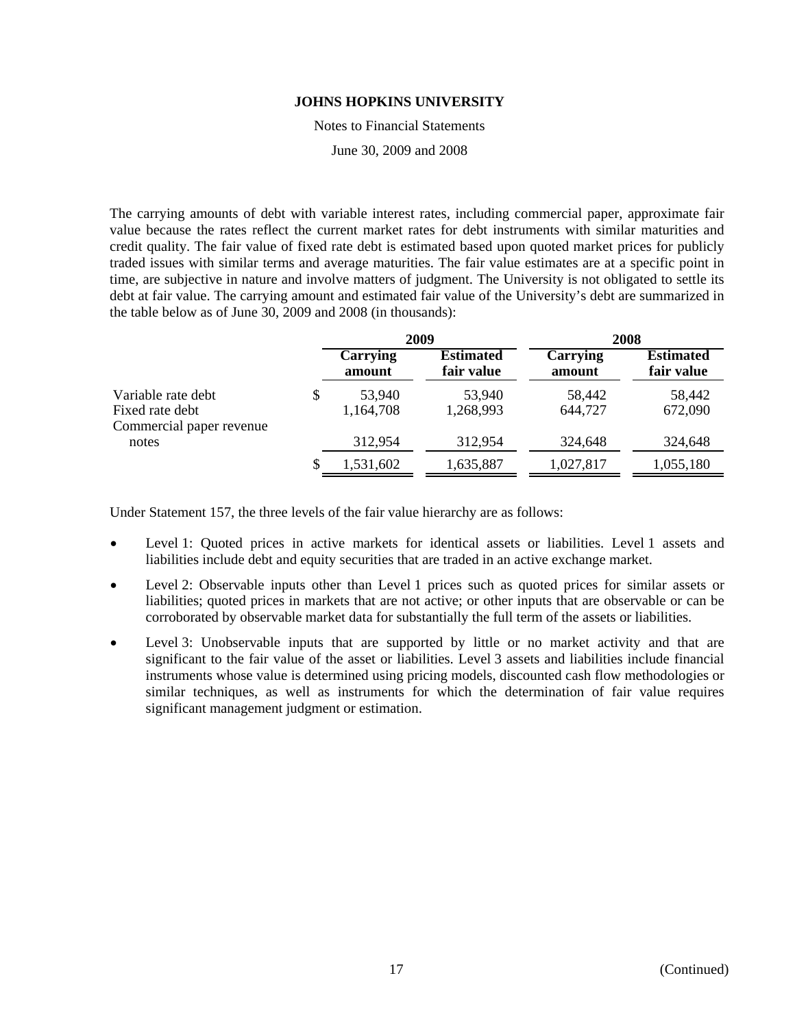The carrying amounts of debt with variable interest rates, including commercial paper, approximate fair value because the rates reflect the current market rates for debt instruments with similar maturities and credit quality. The fair value of fixed rate debt is estimated based upon quoted market prices for publicly traded issues with similar terms and average maturities. The fair value estimates are at a specific point in time, are subjective in nature and involve matters of judgment. The University is not obligated to settle its debt at fair value. The carrying amount and estimated fair value of the University's debt are summarized in the table below as of June 30, 2009 and 2008 (in thousands):

| | 2009 | | 2008 | |
|---|---|---|---|---|
| | **Carrying amount** | **Estimated fair value** | **Carrying amount** | **Estimated fair value** |
| Variable rate debt | $ 53,940 | 53,940 | 58,442 | 58,442 |
| Fixed rate debt | 1,164,708 | 1,268,993 | 644,727 | 672,090 |
| Commercial paper revenue notes | 312,954 | 312,954 | 324,648 | 324,648 |
| | $ 1,531,602 | 1,635,887 | 1,027,817 | 1,055,180 |

Under Statement 157, the three levels of the fair value hierarchy are as follows:

- Level 1: Quoted prices in active markets for identical assets or liabilities. Level 1 assets and liabilities include debt and equity securities that are traded in an active exchange market.
- Level 2: Observable inputs other than Level 1 prices such as quoted prices for similar assets or liabilities; quoted prices in markets that are not active; or other inputs that are observable or can be corroborated by observable market data for substantially the full term of the assets or liabilities.
- Level 3: Unobservable inputs that are supported by little or no market activity and that are significant to the fair value of the asset or liabilities. Level 3 assets and liabilities include financial instruments whose value is determined using pricing models, discounted cash flow methodologies or similar techniques, as well as instruments for which the determination of fair value requires significant management judgment or estimation.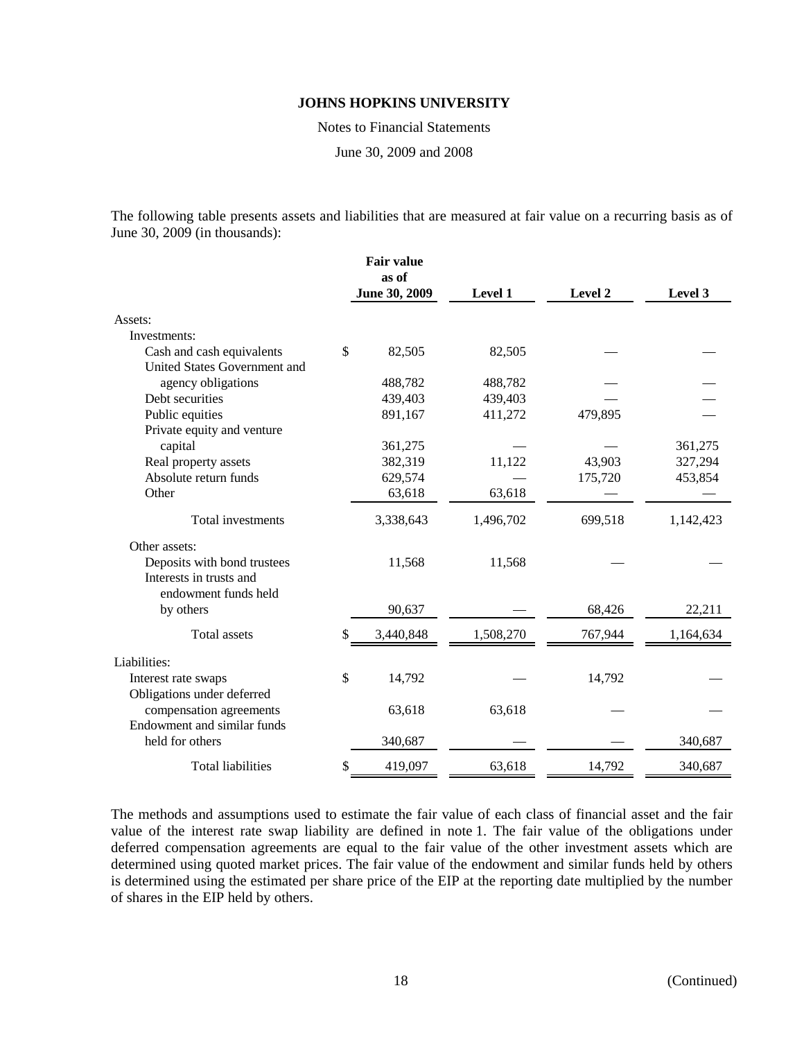The following table presents assets and liabilities that are measured at fair value on a recurring basis as of June 30, 2009 (in thousands):

| | Fair value as of June 30, 2009 | Level 1 | Level 2 | Level 3 |
|---|---|---|---|---|
| Assets: | | | | |
| Investments: | | | | |
| Cash and cash equivalents | $ 82,505 | 82,505 | — | — |
| United States Government and agency obligations | 488,782 | 488,782 | — | — |
| Debt securities | 439,403 | 439,403 | — | — |
| Public equities | 891,167 | 411,272 | 479,895 | — |
| Private equity and venture capital | 361,275 | — | — | 361,275 |
| Real property assets | 382,319 | 11,122 | 43,903 | 327,294 |
| Absolute return funds | 629,574 | — | 175,720 | 453,854 |
| Other | 63,618 | 63,618 | — | — |
| Total investments | 3,338,643 | 1,496,702 | 699,518 | 1,142,423 |
| Other assets: | | | | |
| Deposits with bond trustees | 11,568 | 11,568 | — | — |
| Interests in trusts and endowment funds held by others | 90,637 | — | 68,426 | 22,211 |
| Total assets | $ 3,440,848 | 1,508,270 | 767,944 | 1,164,634 |
| Liabilities: | | | | |
| Interest rate swaps | $ 14,792 | — | 14,792 | — |
| Obligations under deferred compensation agreements | 63,618 | 63,618 | — | — |
| Endowment and similar funds held for others | 340,687 | — | — | 340,687 |
| Total liabilities | $ 419,097 | 63,618 | 14,792 | 340,687 |

The methods and assumptions used to estimate the fair value of each class of financial asset and the fair value of the interest rate swap liability are defined in note 1. The fair value of the obligations under deferred compensation agreements are equal to the fair value of the other investment assets which are determined using quoted market prices. The fair value of the endowment and similar funds held by others is determined using the estimated per share price of the EIP at the reporting date multiplied by the number of shares in the EIP held by others.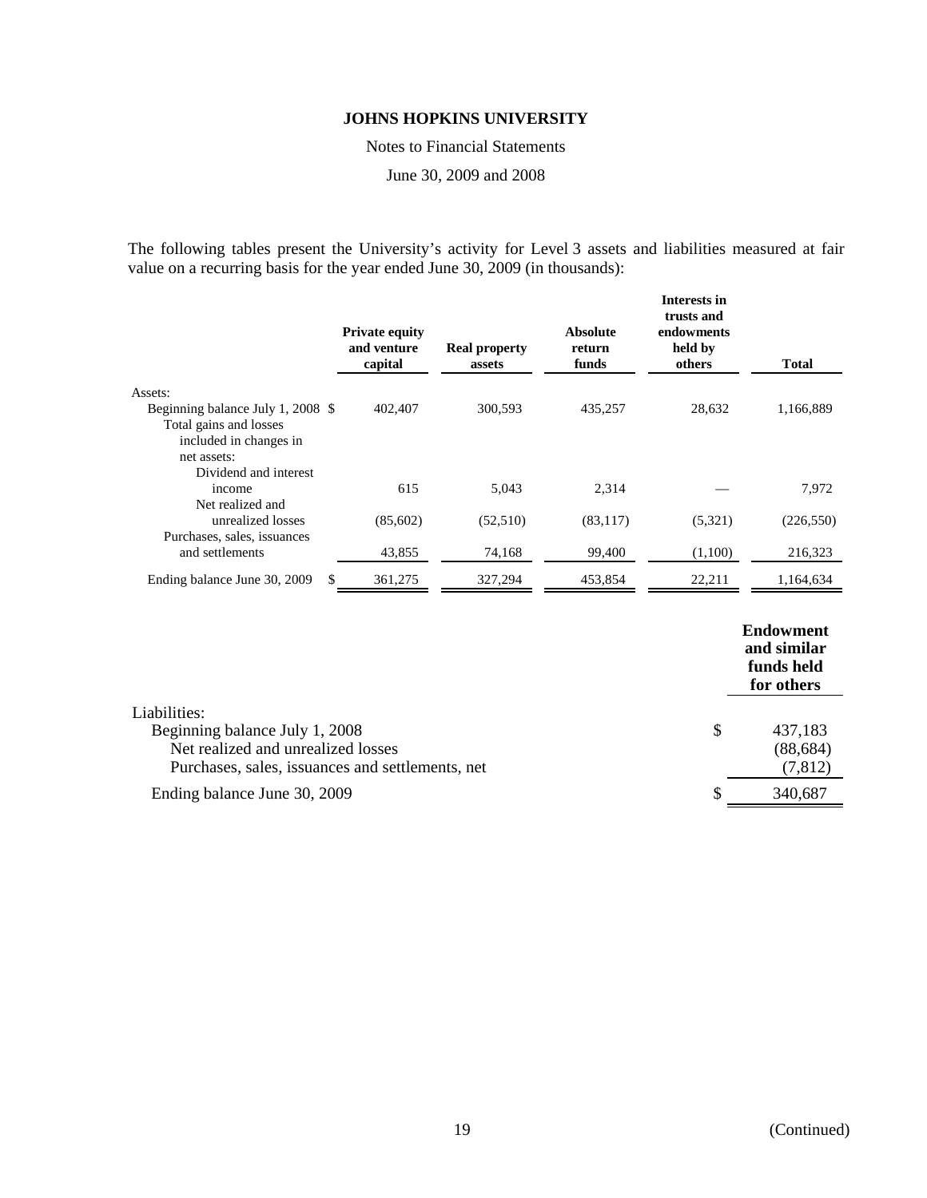**JOHNS HOPKINS UNIVERSITY**

Notes to Financial Statements

June 30, 2009 and 2008

The following tables present the University's activity for Level 3 assets and liabilities measured at fair value on a recurring basis for the year ended June 30, 2009 (in thousands):

| | Private equity and venture capital | Real property assets | Absolute return funds | Interests in trusts and endowments held by others | Total |
|---|---|---|---|---|---|
| Assets: | | | | | |
| Beginning balance July 1, 2008 | $ 402,407 | 300,593 | 435,257 | 28,632 | 1,166,889 |
| Total gains and losses included in changes in net assets: | | | | | |
| Dividend and interest income | 615 | 5,043 | 2,314 | — | 7,972 |
| Net realized and unrealized losses | (85,602) | (52,510) | (83,117) | (5,321) | (226,550) |
| Purchases, sales, issuances and settlements | 43,855 | 74,168 | 99,400 | (1,100) | 216,323 |
| Ending balance June 30, 2009 | $ 361,275 | 327,294 | 453,854 | 22,211 | 1,164,634 |

| | Endowment and similar funds held for others |
|---|---|
| Liabilities: | |
| Beginning balance July 1, 2008 | $ 437,183 |
| Net realized and unrealized losses | (88,684) |
| Purchases, sales, issuances and settlements, net | (7,812) |
| Ending balance June 30, 2009 | $ 340,687 |

(Continued)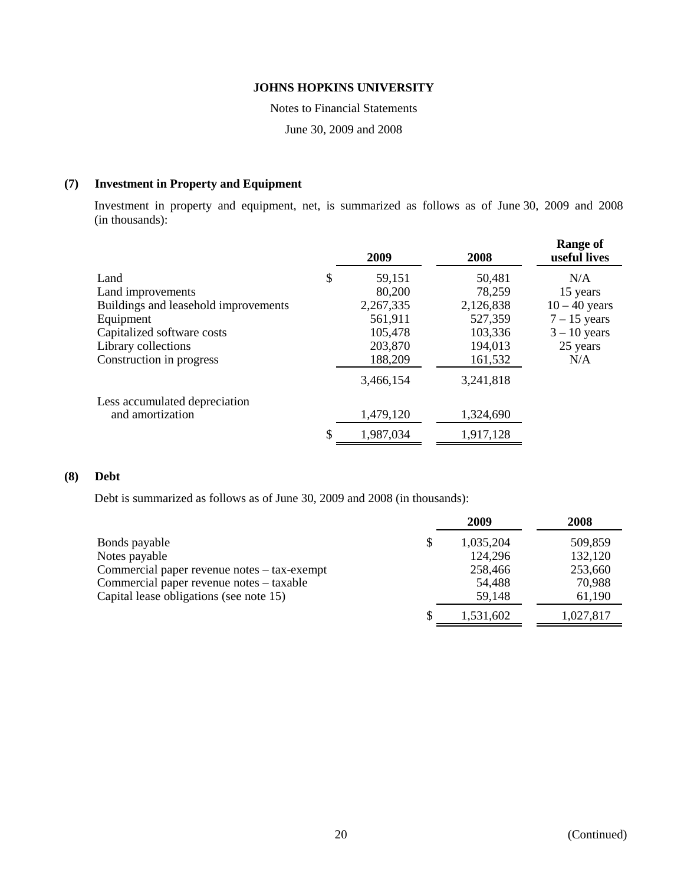# JOHNS HOPKINS UNIVERSITY

Notes to Financial Statements

June 30, 2009 and 2008

## (7) Investment in Property and Equipment

Investment in property and equipment, net, is summarized as follows as of June 30, 2009 and 2008 (in thousands):

| | 2009 | 2008 | Range of useful lives |
|---|---|---|---|
| Land | $ 59,151 | 50,481 | N/A |
| Land improvements | 80,200 | 78,259 | 15 years |
| Buildings and leasehold improvements | 2,267,335 | 2,126,838 | 10 – 40 years |
| Equipment | 561,911 | 527,359 | 7 – 15 years |
| Capitalized software costs | 105,478 | 103,336 | 3 – 10 years |
| Library collections | 203,870 | 194,013 | 25 years |
| Construction in progress | 188,209 | 161,532 | N/A |
| | 3,466,154 | 3,241,818 | |
| Less accumulated depreciation and amortization | 1,479,120 | 1,324,690 | |
| | $ 1,987,034 | 1,917,128 | |

## (8) Debt

Debt is summarized as follows as of June 30, 2009 and 2008 (in thousands):

| | 2009 | 2008 |
|---|---|---|
| Bonds payable | $ 1,035,204 | 509,859 |
| Notes payable | 124,296 | 132,120 |
| Commercial paper revenue notes – tax-exempt | 258,466 | 253,660 |
| Commercial paper revenue notes – taxable | 54,488 | 70,988 |
| Capital lease obligations (see note 15) | 59,148 | 61,190 |
| | $ 1,531,602 | 1,027,817 |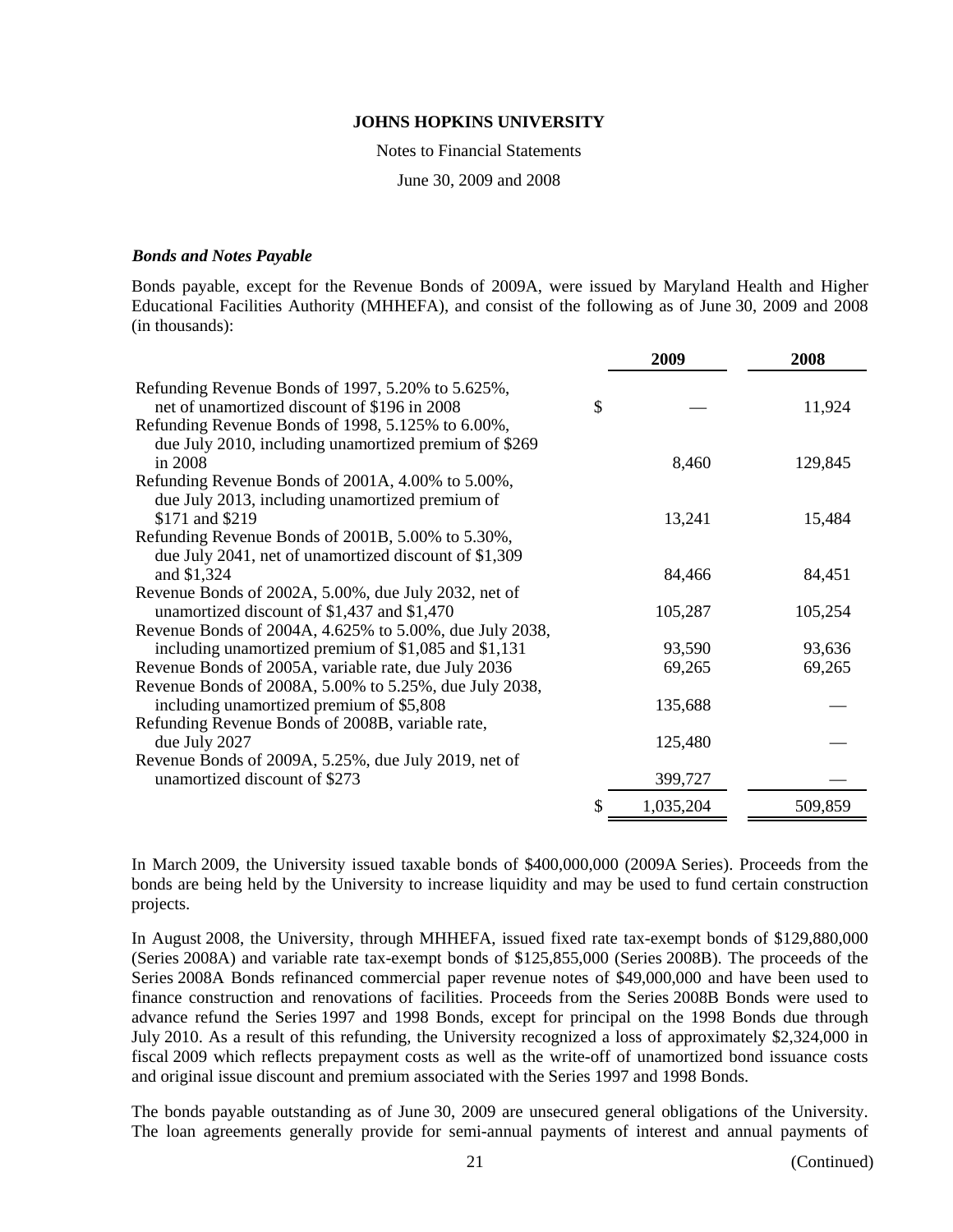### *Bonds and Notes Payable*

Bonds payable, except for the Revenue Bonds of 2009A, were issued by Maryland Health and Higher Educational Facilities Authority (MHHEFA), and consist of the following as of June 30, 2009 and 2008 (in thousands):

| | 2009 | 2008 |
|---|---|---|
| Refunding Revenue Bonds of 1997, 5.20% to 5.625%, net of unamortized discount of $196 in 2008 | $ — | 11,924 |
| Refunding Revenue Bonds of 1998, 5.125% to 6.00%, due July 2010, including unamortized premium of $269 in 2008 | 8,460 | 129,845 |
| Refunding Revenue Bonds of 2001A, 4.00% to 5.00%, due July 2013, including unamortized premium of $171 and $219 | 13,241 | 15,484 |
| Refunding Revenue Bonds of 2001B, 5.00% to 5.30%, due July 2041, net of unamortized discount of $1,309 and $1,324 | 84,466 | 84,451 |
| Revenue Bonds of 2002A, 5.00%, due July 2032, net of unamortized discount of $1,437 and $1,470 | 105,287 | 105,254 |
| Revenue Bonds of 2004A, 4.625% to 5.00%, due July 2038, including unamortized premium of $1,085 and $1,131 | 93,590 | 93,636 |
| Revenue Bonds of 2005A, variable rate, due July 2036 | 69,265 | 69,265 |
| Revenue Bonds of 2008A, 5.00% to 5.25%, due July 2038, including unamortized premium of $5,808 | 135,688 | — |
| Refunding Revenue Bonds of 2008B, variable rate, due July 2027 | 125,480 | — |
| Revenue Bonds of 2009A, 5.25%, due July 2019, net of unamortized discount of $273 | 399,727 | — |
| | $ 1,035,204 | 509,859 |

In March 2009, the University issued taxable bonds of $400,000,000 (2009A Series). Proceeds from the bonds are being held by the University to increase liquidity and may be used to fund certain construction projects.

In August 2008, the University, through MHHEFA, issued fixed rate tax-exempt bonds of $129,880,000 (Series 2008A) and variable rate tax-exempt bonds of $125,855,000 (Series 2008B). The proceeds of the Series 2008A Bonds refinanced commercial paper revenue notes of $49,000,000 and have been used to finance construction and renovations of facilities. Proceeds from the Series 2008B Bonds were used to advance refund the Series 1997 and 1998 Bonds, except for principal on the 1998 Bonds due through July 2010. As a result of this refunding, the University recognized a loss of approximately $2,324,000 in fiscal 2009 which reflects prepayment costs as well as the write-off of unamortized bond issuance costs and original issue discount and premium associated with the Series 1997 and 1998 Bonds.

The bonds payable outstanding as of June 30, 2009 are unsecured general obligations of the University. The loan agreements generally provide for semi-annual payments of interest and annual payments of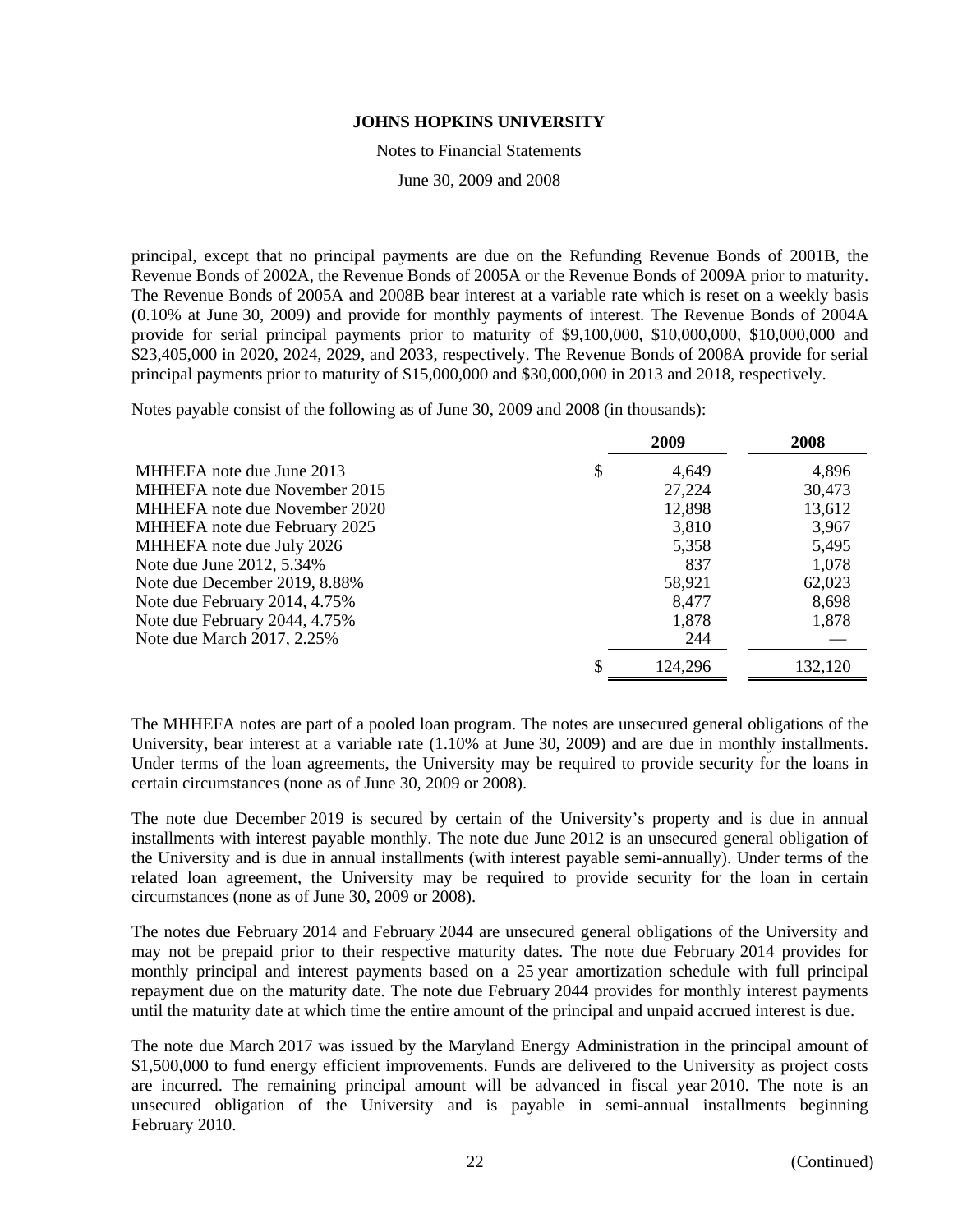principal, except that no principal payments are due on the Refunding Revenue Bonds of 2001B, the Revenue Bonds of 2002A, the Revenue Bonds of 2005A or the Revenue Bonds of 2009A prior to maturity. The Revenue Bonds of 2005A and 2008B bear interest at a variable rate which is reset on a weekly basis (0.10% at June 30, 2009) and provide for monthly payments of interest. The Revenue Bonds of 2004A provide for serial principal payments prior to maturity of $9,100,000, $10,000,000, $10,000,000 and $23,405,000 in 2020, 2024, 2029, and 2033, respectively. The Revenue Bonds of 2008A provide for serial principal payments prior to maturity of $15,000,000 and $30,000,000 in 2013 and 2018, respectively.

Notes payable consist of the following as of June 30, 2009 and 2008 (in thousands):

| | 2009 | 2008 |
|---|---|---|
| MHHEFA note due June 2013 | $ 4,649 | 4,896 |
| MHHEFA note due November 2015 | 27,224 | 30,473 |
| MHHEFA note due November 2020 | 12,898 | 13,612 |
| MHHEFA note due February 2025 | 3,810 | 3,967 |
| MHHEFA note due July 2026 | 5,358 | 5,495 |
| Note due June 2012, 5.34% | 837 | 1,078 |
| Note due December 2019, 8.88% | 58,921 | 62,023 |
| Note due February 2014, 4.75% | 8,477 | 8,698 |
| Note due February 2044, 4.75% | 1,878 | 1,878 |
| Note due March 2017, 2.25% | 244 | — |
| | $ 124,296 | 132,120 |

The MHHEFA notes are part of a pooled loan program. The notes are unsecured general obligations of the University, bear interest at a variable rate (1.10% at June 30, 2009) and are due in monthly installments. Under terms of the loan agreements, the University may be required to provide security for the loans in certain circumstances (none as of June 30, 2009 or 2008).

The note due December 2019 is secured by certain of the University's property and is due in annual installments with interest payable monthly. The note due June 2012 is an unsecured general obligation of the University and is due in annual installments (with interest payable semi-annually). Under terms of the related loan agreement, the University may be required to provide security for the loan in certain circumstances (none as of June 30, 2009 or 2008).

The notes due February 2014 and February 2044 are unsecured general obligations of the University and may not be prepaid prior to their respective maturity dates. The note due February 2014 provides for monthly principal and interest payments based on a 25 year amortization schedule with full principal repayment due on the maturity date. The note due February 2044 provides for monthly interest payments until the maturity date at which time the entire amount of the principal and unpaid accrued interest is due.

The note due March 2017 was issued by the Maryland Energy Administration in the principal amount of $1,500,000 to fund energy efficient improvements. Funds are delivered to the University as project costs are incurred. The remaining principal amount will be advanced in fiscal year 2010. The note is an unsecured obligation of the University and is payable in semi-annual installments beginning February 2010.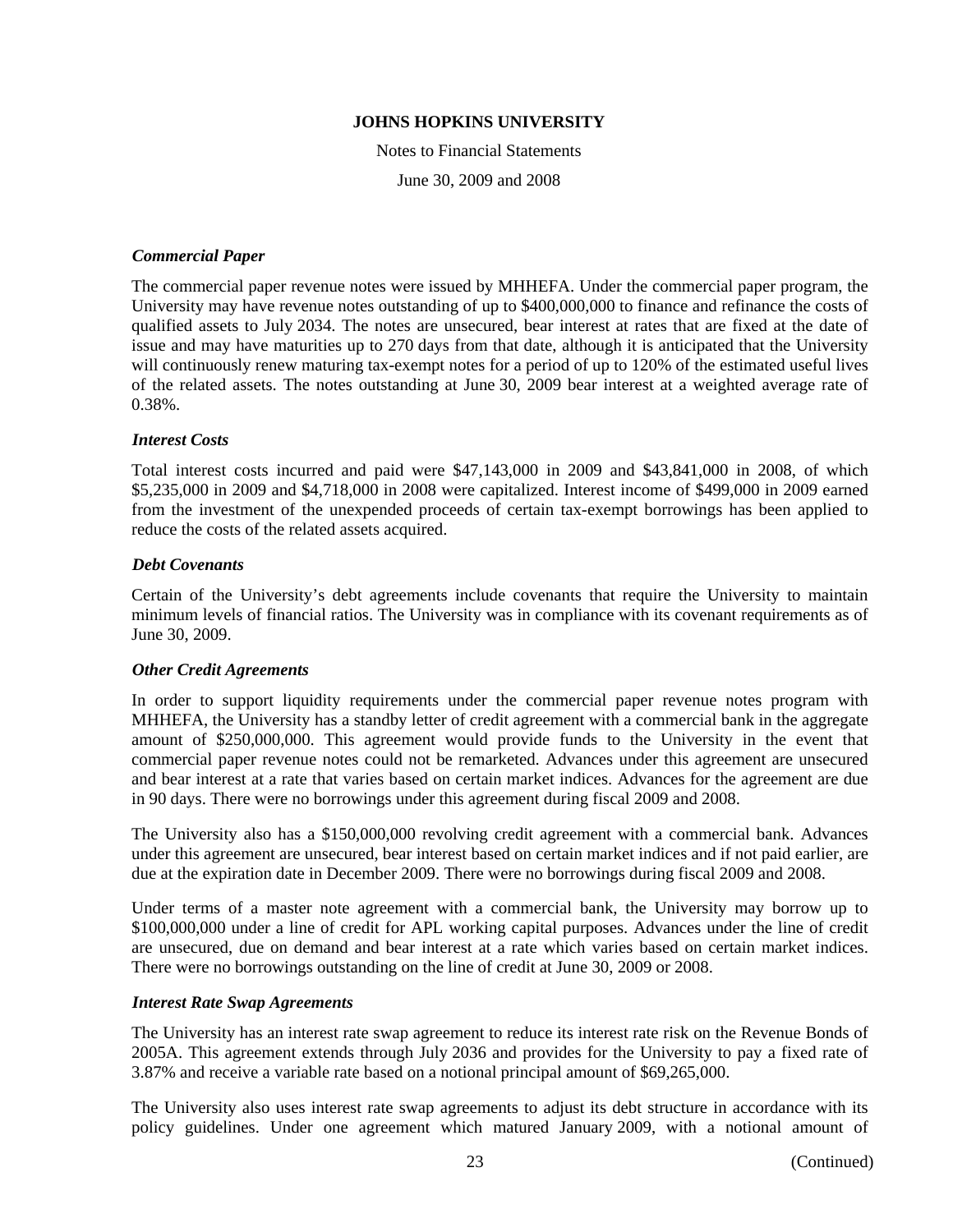### *Commercial Paper*

The commercial paper revenue notes were issued by MHHEFA. Under the commercial paper program, the University may have revenue notes outstanding of up to $400,000,000 to finance and refinance the costs of qualified assets to July 2034. The notes are unsecured, bear interest at rates that are fixed at the date of issue and may have maturities up to 270 days from that date, although it is anticipated that the University will continuously renew maturing tax-exempt notes for a period of up to 120% of the estimated useful lives of the related assets. The notes outstanding at June 30, 2009 bear interest at a weighted average rate of 0.38%.

### *Interest Costs*

Total interest costs incurred and paid were $47,143,000 in 2009 and $43,841,000 in 2008, of which $5,235,000 in 2009 and $4,718,000 in 2008 were capitalized. Interest income of $499,000 in 2009 earned from the investment of the unexpended proceeds of certain tax-exempt borrowings has been applied to reduce the costs of the related assets acquired.

### *Debt Covenants*

Certain of the University's debt agreements include covenants that require the University to maintain minimum levels of financial ratios. The University was in compliance with its covenant requirements as of June 30, 2009.

### *Other Credit Agreements*

In order to support liquidity requirements under the commercial paper revenue notes program with MHHEFA, the University has a standby letter of credit agreement with a commercial bank in the aggregate amount of $250,000,000. This agreement would provide funds to the University in the event that commercial paper revenue notes could not be remarketed. Advances under this agreement are unsecured and bear interest at a rate that varies based on certain market indices. Advances for the agreement are due in 90 days. There were no borrowings under this agreement during fiscal 2009 and 2008.

The University also has a $150,000,000 revolving credit agreement with a commercial bank. Advances under this agreement are unsecured, bear interest based on certain market indices and if not paid earlier, are due at the expiration date in December 2009. There were no borrowings during fiscal 2009 and 2008.

Under terms of a master note agreement with a commercial bank, the University may borrow up to $100,000,000 under a line of credit for APL working capital purposes. Advances under the line of credit are unsecured, due on demand and bear interest at a rate which varies based on certain market indices. There were no borrowings outstanding on the line of credit at June 30, 2009 or 2008.

### *Interest Rate Swap Agreements*

The University has an interest rate swap agreement to reduce its interest rate risk on the Revenue Bonds of 2005A. This agreement extends through July 2036 and provides for the University to pay a fixed rate of 3.87% and receive a variable rate based on a notional principal amount of $69,265,000.

The University also uses interest rate swap agreements to adjust its debt structure in accordance with its policy guidelines. Under one agreement which matured January 2009, with a notional amount of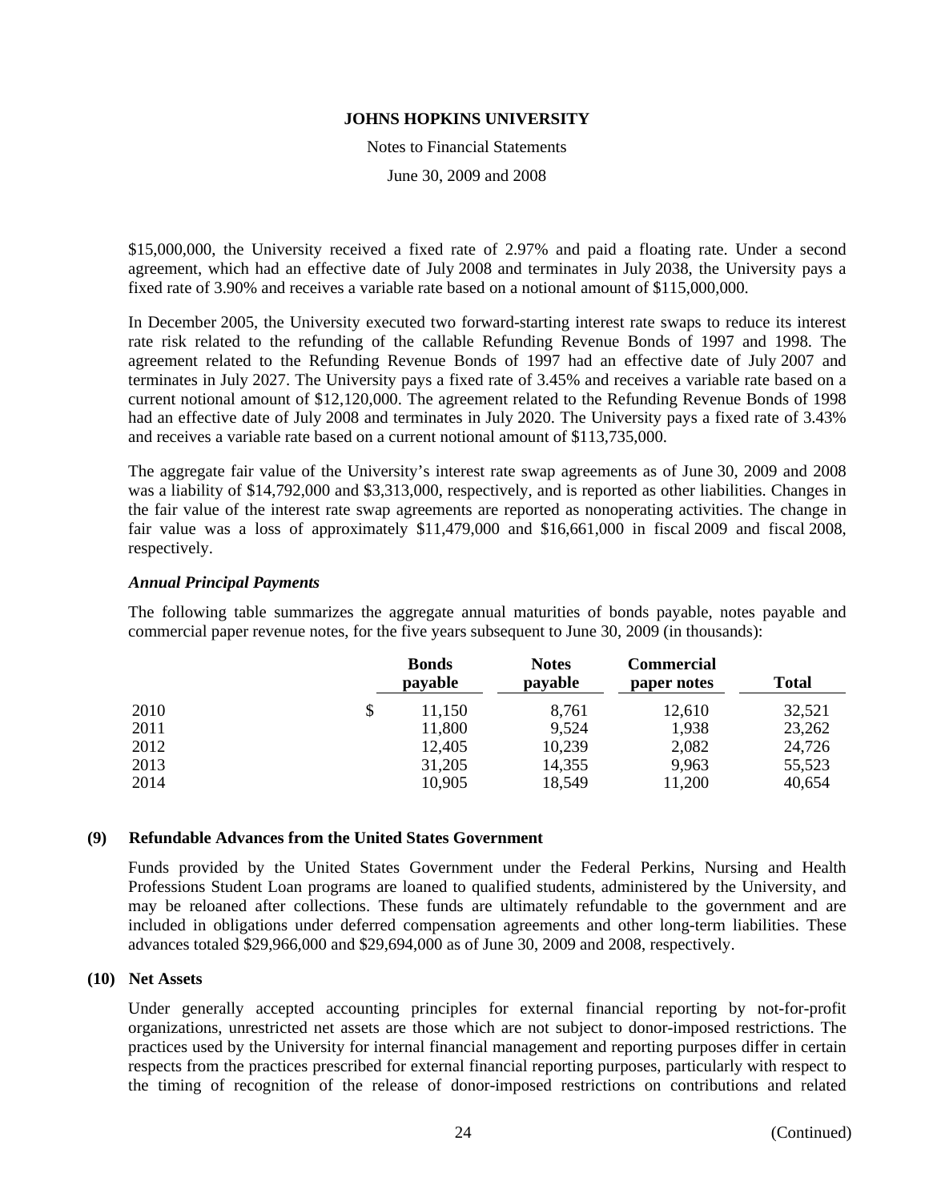$15,000,000, the University received a fixed rate of 2.97% and paid a floating rate. Under a second agreement, which had an effective date of July 2008 and terminates in July 2038, the University pays a fixed rate of 3.90% and receives a variable rate based on a notional amount of $115,000,000.

In December 2005, the University executed two forward-starting interest rate swaps to reduce its interest rate risk related to the refunding of the callable Refunding Revenue Bonds of 1997 and 1998. The agreement related to the Refunding Revenue Bonds of 1997 had an effective date of July 2007 and terminates in July 2027. The University pays a fixed rate of 3.45% and receives a variable rate based on a current notional amount of $12,120,000. The agreement related to the Refunding Revenue Bonds of 1998 had an effective date of July 2008 and terminates in July 2020. The University pays a fixed rate of 3.43% and receives a variable rate based on a current notional amount of $113,735,000.

The aggregate fair value of the University's interest rate swap agreements as of June 30, 2009 and 2008 was a liability of $14,792,000 and $3,313,000, respectively, and is reported as other liabilities. Changes in the fair value of the interest rate swap agreements are reported as nonoperating activities. The change in fair value was a loss of approximately $11,479,000 and $16,661,000 in fiscal 2009 and fiscal 2008, respectively.

***Annual Principal Payments***

The following table summarizes the aggregate annual maturities of bonds payable, notes payable and commercial paper revenue notes, for the five years subsequent to June 30, 2009 (in thousands):

| | Bonds payable | Notes payable | Commercial paper notes | Total |
|---|---|---|---|---|
| 2010 | $ 11,150 | 8,761 | 12,610 | 32,521 |
| 2011 | 11,800 | 9,524 | 1,938 | 23,262 |
| 2012 | 12,405 | 10,239 | 2,082 | 24,726 |
| 2013 | 31,205 | 14,355 | 9,963 | 55,523 |
| 2014 | 10,905 | 18,549 | 11,200 | 40,654 |

## (9) Refundable Advances from the United States Government

Funds provided by the United States Government under the Federal Perkins, Nursing and Health Professions Student Loan programs are loaned to qualified students, administered by the University, and may be reloaned after collections. These funds are ultimately refundable to the government and are included in obligations under deferred compensation agreements and other long-term liabilities. These advances totaled $29,966,000 and $29,694,000 as of June 30, 2009 and 2008, respectively.

## (10) Net Assets

Under generally accepted accounting principles for external financial reporting by not-for-profit organizations, unrestricted net assets are those which are not subject to donor-imposed restrictions. The practices used by the University for internal financial management and reporting purposes differ in certain respects from the practices prescribed for external financial reporting purposes, particularly with respect to the timing of recognition of the release of donor-imposed restrictions on contributions and related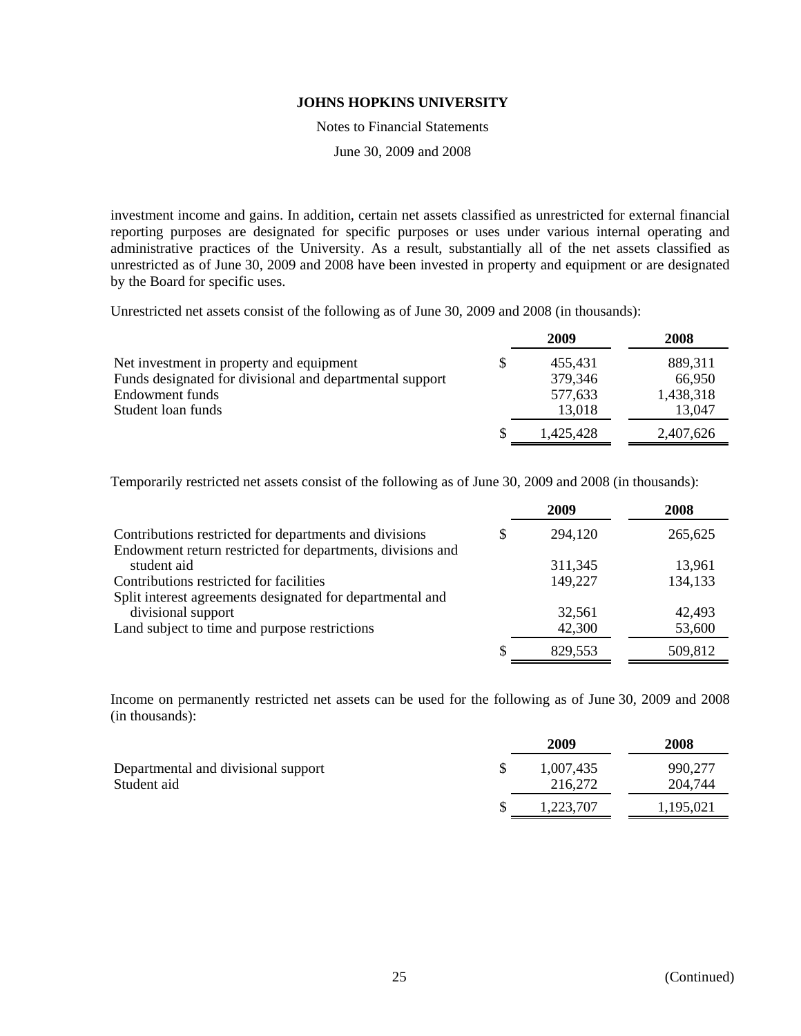investment income and gains. In addition, certain net assets classified as unrestricted for external financial reporting purposes are designated for specific purposes or uses under various internal operating and administrative practices of the University. As a result, substantially all of the net assets classified as unrestricted as of June 30, 2009 and 2008 have been invested in property and equipment or are designated by the Board for specific uses.

Unrestricted net assets consist of the following as of June 30, 2009 and 2008 (in thousands):

| | 2009 | 2008 |
|---|---|---|
| Net investment in property and equipment | $ 455,431 | 889,311 |
| Funds designated for divisional and departmental support | 379,346 | 66,950 |
| Endowment funds | 577,633 | 1,438,318 |
| Student loan funds | 13,018 | 13,047 |
| | $ 1,425,428 | 2,407,626 |

Temporarily restricted net assets consist of the following as of June 30, 2009 and 2008 (in thousands):

| | 2009 | 2008 |
|---|---|---|
| Contributions restricted for departments and divisions | $ 294,120 | 265,625 |
| Endowment return restricted for departments, divisions and student aid | 311,345 | 13,961 |
| Contributions restricted for facilities | 149,227 | 134,133 |
| Split interest agreements designated for departmental and divisional support | 32,561 | 42,493 |
| Land subject to time and purpose restrictions | 42,300 | 53,600 |
| | $ 829,553 | 509,812 |

Income on permanently restricted net assets can be used for the following as of June 30, 2009 and 2008 (in thousands):

| | 2009 | 2008 |
|---|---|---|
| Departmental and divisional support | $ 1,007,435 | 990,277 |
| Student aid | 216,272 | 204,744 |
| | $ 1,223,707 | 1,195,021 |

(Continued)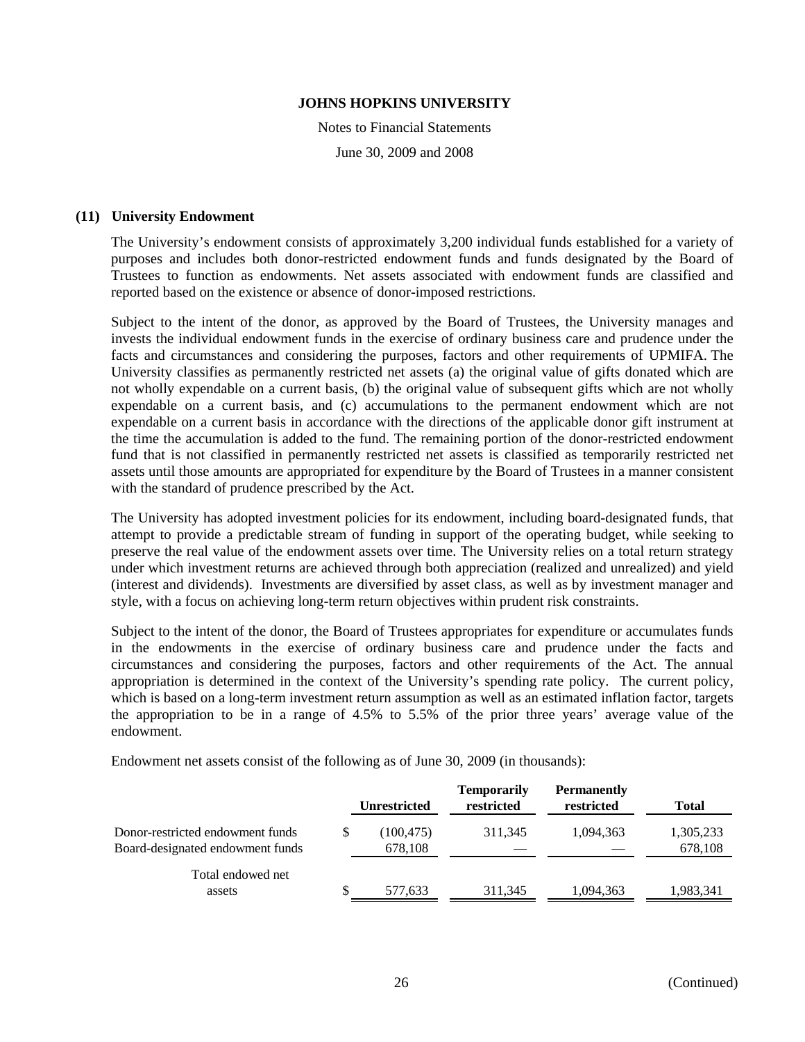### (11) University Endowment

The University's endowment consists of approximately 3,200 individual funds established for a variety of purposes and includes both donor-restricted endowment funds and funds designated by the Board of Trustees to function as endowments. Net assets associated with endowment funds are classified and reported based on the existence or absence of donor-imposed restrictions.

Subject to the intent of the donor, as approved by the Board of Trustees, the University manages and invests the individual endowment funds in the exercise of ordinary business care and prudence under the facts and circumstances and considering the purposes, factors and other requirements of UPMIFA. The University classifies as permanently restricted net assets (a) the original value of gifts donated which are not wholly expendable on a current basis, (b) the original value of subsequent gifts which are not wholly expendable on a current basis, and (c) accumulations to the permanent endowment which are not expendable on a current basis in accordance with the directions of the applicable donor gift instrument at the time the accumulation is added to the fund. The remaining portion of the donor-restricted endowment fund that is not classified in permanently restricted net assets is classified as temporarily restricted net assets until those amounts are appropriated for expenditure by the Board of Trustees in a manner consistent with the standard of prudence prescribed by the Act.

The University has adopted investment policies for its endowment, including board-designated funds, that attempt to provide a predictable stream of funding in support of the operating budget, while seeking to preserve the real value of the endowment assets over time. The University relies on a total return strategy under which investment returns are achieved through both appreciation (realized and unrealized) and yield (interest and dividends). Investments are diversified by asset class, as well as by investment manager and style, with a focus on achieving long-term return objectives within prudent risk constraints.

Subject to the intent of the donor, the Board of Trustees appropriates for expenditure or accumulates funds in the endowments in the exercise of ordinary business care and prudence under the facts and circumstances and considering the purposes, factors and other requirements of the Act. The annual appropriation is determined in the context of the University's spending rate policy. The current policy, which is based on a long-term investment return assumption as well as an estimated inflation factor, targets the appropriation to be in a range of 4.5% to 5.5% of the prior three years' average value of the endowment.

Endowment net assets consist of the following as of June 30, 2009 (in thousands):

| | Unrestricted | Temporarily restricted | Permanently restricted | Total |
|---|---|---|---|---|
| Donor-restricted endowment funds | $ (100,475) | 311,345 | 1,094,363 | 1,305,233 |
| Board-designated endowment funds | 678,108 | — | — | 678,108 |
| Total endowed net assets | $ 577,633 | 311,345 | 1,094,363 | 1,983,341 |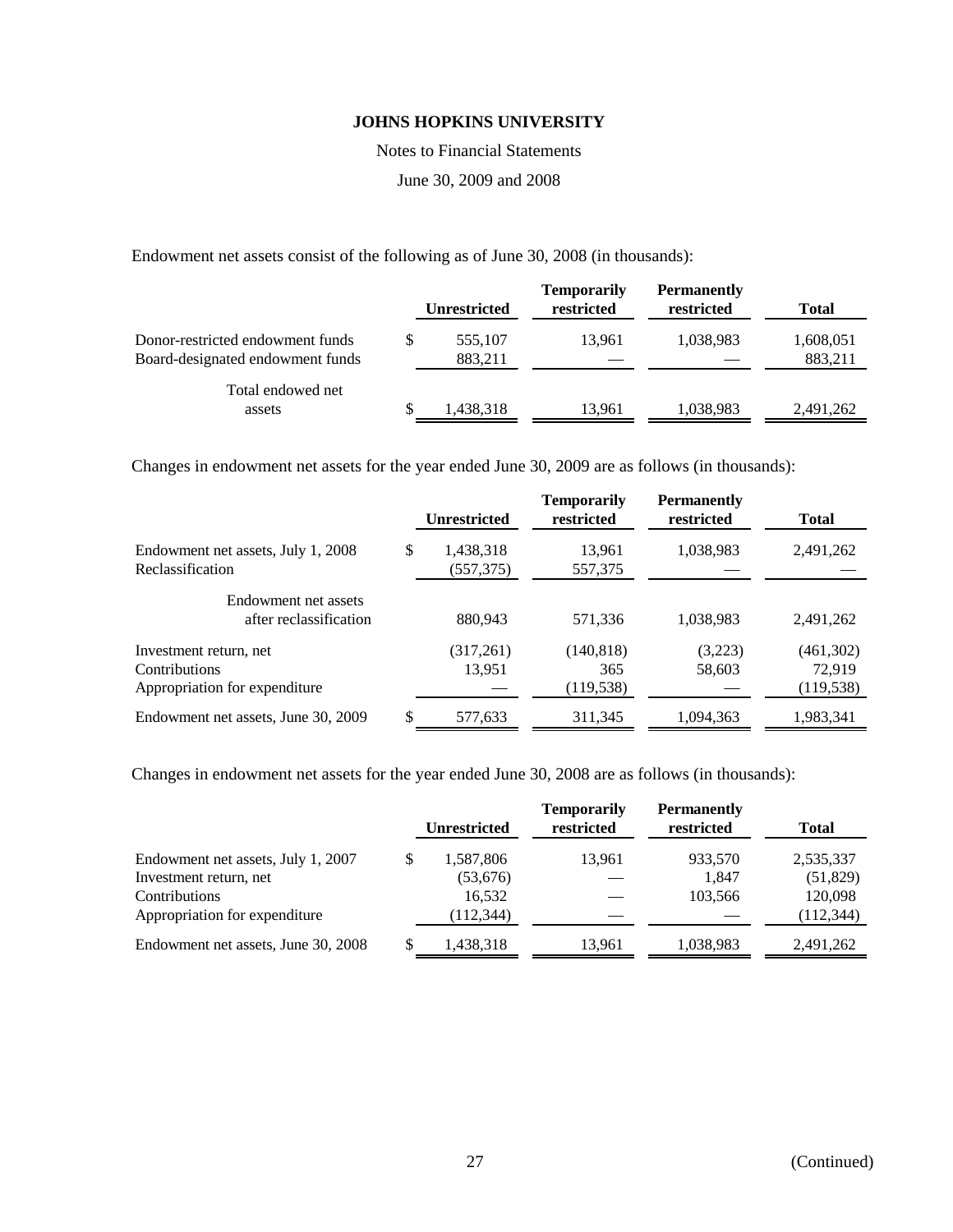Endowment net assets consist of the following as of June 30, 2008 (in thousands):

| | Unrestricted | Temporarily restricted | Permanently restricted | Total |
|---|---|---|---|---|
| Donor-restricted endowment funds | $ 555,107 | 13,961 | 1,038,983 | 1,608,051 |
| Board-designated endowment funds | 883,211 | — | — | 883,211 |
| Total endowed net assets | $ 1,438,318 | 13,961 | 1,038,983 | 2,491,262 |

Changes in endowment net assets for the year ended June 30, 2009 are as follows (in thousands):

| | Unrestricted | Temporarily restricted | Permanently restricted | Total |
|---|---|---|---|---|
| Endowment net assets, July 1, 2008 | $ 1,438,318 | 13,961 | 1,038,983 | 2,491,262 |
| Reclassification | (557,375) | 557,375 | — | — |
| Endowment net assets after reclassification | 880,943 | 571,336 | 1,038,983 | 2,491,262 |
| Investment return, net | (317,261) | (140,818) | (3,223) | (461,302) |
| Contributions | 13,951 | 365 | 58,603 | 72,919 |
| Appropriation for expenditure | — | (119,538) | — | (119,538) |
| Endowment net assets, June 30, 2009 | $ 577,633 | 311,345 | 1,094,363 | 1,983,341 |

Changes in endowment net assets for the year ended June 30, 2008 are as follows (in thousands):

| | Unrestricted | Temporarily restricted | Permanently restricted | Total |
|---|---|---|---|---|
| Endowment net assets, July 1, 2007 | $ 1,587,806 | 13,961 | 933,570 | 2,535,337 |
| Investment return, net | (53,676) | — | 1,847 | (51,829) |
| Contributions | 16,532 | — | 103,566 | 120,098 |
| Appropriation for expenditure | (112,344) | — | — | (112,344) |
| Endowment net assets, June 30, 2008 | $ 1,438,318 | 13,961 | 1,038,983 | 2,491,262 |

(Continued)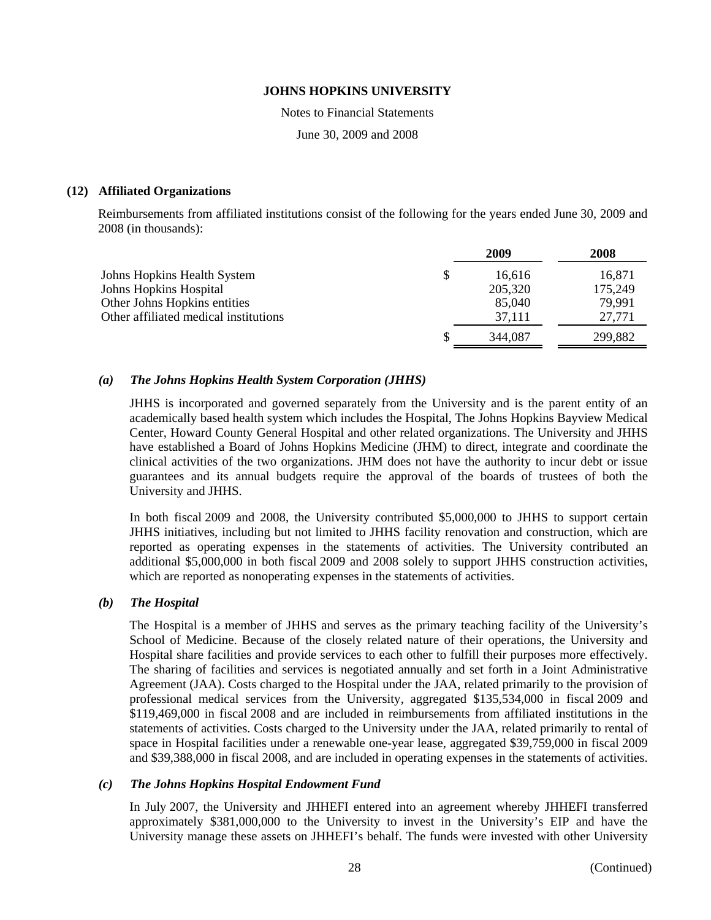### (12) Affiliated Organizations

Reimbursements from affiliated institutions consist of the following for the years ended June 30, 2009 and 2008 (in thousands):

| | 2009 | 2008 |
|---|---|---|
| Johns Hopkins Health System | $ 16,616 | 16,871 |
| Johns Hopkins Hospital | 205,320 | 175,249 |
| Other Johns Hopkins entities | 85,040 | 79,991 |
| Other affiliated medical institutions | 37,111 | 27,771 |
| | $ 344,087 | 299,882 |

#### *(a) The Johns Hopkins Health System Corporation (JHHS)*

JHHS is incorporated and governed separately from the University and is the parent entity of an academically based health system which includes the Hospital, The Johns Hopkins Bayview Medical Center, Howard County General Hospital and other related organizations. The University and JHHS have established a Board of Johns Hopkins Medicine (JHM) to direct, integrate and coordinate the clinical activities of the two organizations. JHM does not have the authority to incur debt or issue guarantees and its annual budgets require the approval of the boards of trustees of both the University and JHHS.

In both fiscal 2009 and 2008, the University contributed $5,000,000 to JHHS to support certain JHHS initiatives, including but not limited to JHHS facility renovation and construction, which are reported as operating expenses in the statements of activities. The University contributed an additional $5,000,000 in both fiscal 2009 and 2008 solely to support JHHS construction activities, which are reported as nonoperating expenses in the statements of activities.

#### *(b) The Hospital*

The Hospital is a member of JHHS and serves as the primary teaching facility of the University's School of Medicine. Because of the closely related nature of their operations, the University and Hospital share facilities and provide services to each other to fulfill their purposes more effectively. The sharing of facilities and services is negotiated annually and set forth in a Joint Administrative Agreement (JAA). Costs charged to the Hospital under the JAA, related primarily to the provision of professional medical services from the University, aggregated $135,534,000 in fiscal 2009 and $119,469,000 in fiscal 2008 and are included in reimbursements from affiliated institutions in the statements of activities. Costs charged to the University under the JAA, related primarily to rental of space in Hospital facilities under a renewable one-year lease, aggregated $39,759,000 in fiscal 2009 and $39,388,000 in fiscal 2008, and are included in operating expenses in the statements of activities.

#### *(c) The Johns Hopkins Hospital Endowment Fund*

In July 2007, the University and JHHEFI entered into an agreement whereby JHHEFI transferred approximately $381,000,000 to the University to invest in the University's EIP and have the University manage these assets on JHHEFI's behalf. The funds were invested with other University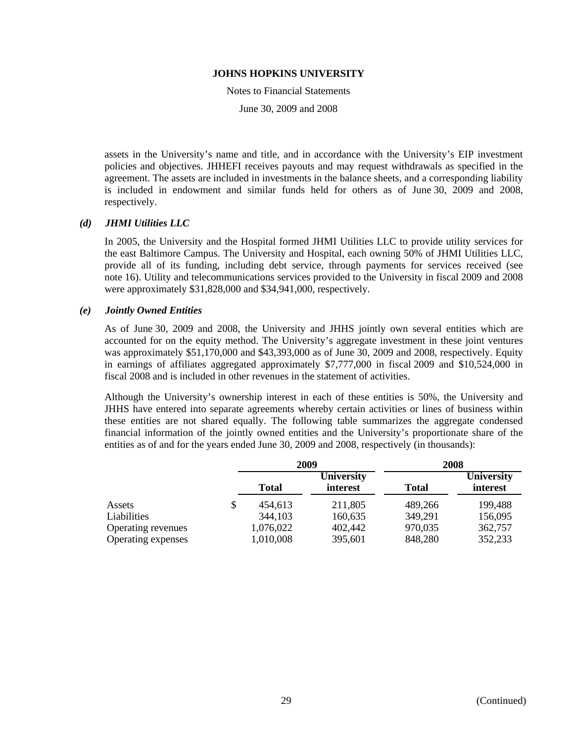assets in the University's name and title, and in accordance with the University's EIP investment policies and objectives. JHHEFI receives payouts and may request withdrawals as specified in the agreement. The assets are included in investments in the balance sheets, and a corresponding liability is included in endowment and similar funds held for others as of June 30, 2009 and 2008, respectively.

### *(d) JHMI Utilities LLC*

In 2005, the University and the Hospital formed JHMI Utilities LLC to provide utility services for the east Baltimore Campus. The University and Hospital, each owning 50% of JHMI Utilities LLC, provide all of its funding, including debt service, through payments for services received (see note 16). Utility and telecommunications services provided to the University in fiscal 2009 and 2008 were approximately $31,828,000 and $34,941,000, respectively.

### *(e) Jointly Owned Entities*

As of June 30, 2009 and 2008, the University and JHHS jointly own several entities which are accounted for on the equity method. The University's aggregate investment in these joint ventures was approximately $51,170,000 and $43,393,000 as of June 30, 2009 and 2008, respectively. Equity in earnings of affiliates aggregated approximately $7,777,000 in fiscal 2009 and $10,524,000 in fiscal 2008 and is included in other revenues in the statement of activities.

Although the University's ownership interest in each of these entities is 50%, the University and JHHS have entered into separate agreements whereby certain activities or lines of business within these entities are not shared equally. The following table summarizes the aggregate condensed financial information of the jointly owned entities and the University's proportionate share of the entities as of and for the years ended June 30, 2009 and 2008, respectively (in thousands):

| | 2009 | | 2008 | |
|---|---|---|---|---|
| | **Total** | **University interest** | **Total** | **University interest** |
| Assets | $ 454,613 | 211,805 | 489,266 | 199,488 |
| Liabilities | 344,103 | 160,635 | 349,291 | 156,095 |
| Operating revenues | 1,076,022 | 402,442 | 970,035 | 362,757 |
| Operating expenses | 1,010,008 | 395,601 | 848,280 | 352,233 |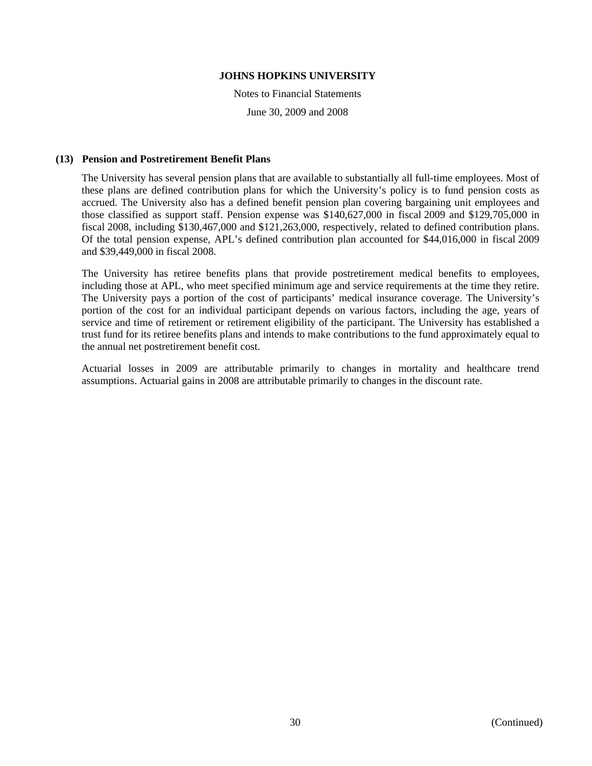## (13) Pension and Postretirement Benefit Plans

The University has several pension plans that are available to substantially all full-time employees. Most of these plans are defined contribution plans for which the University's policy is to fund pension costs as accrued. The University also has a defined benefit pension plan covering bargaining unit employees and those classified as support staff. Pension expense was $140,627,000 in fiscal 2009 and $129,705,000 in fiscal 2008, including $130,467,000 and $121,263,000, respectively, related to defined contribution plans. Of the total pension expense, APL's defined contribution plan accounted for $44,016,000 in fiscal 2009 and $39,449,000 in fiscal 2008.

The University has retiree benefits plans that provide postretirement medical benefits to employees, including those at APL, who meet specified minimum age and service requirements at the time they retire. The University pays a portion of the cost of participants' medical insurance coverage. The University's portion of the cost for an individual participant depends on various factors, including the age, years of service and time of retirement or retirement eligibility of the participant. The University has established a trust fund for its retiree benefits plans and intends to make contributions to the fund approximately equal to the annual net postretirement benefit cost.

Actuarial losses in 2009 are attributable primarily to changes in mortality and healthcare trend assumptions. Actuarial gains in 2008 are attributable primarily to changes in the discount rate.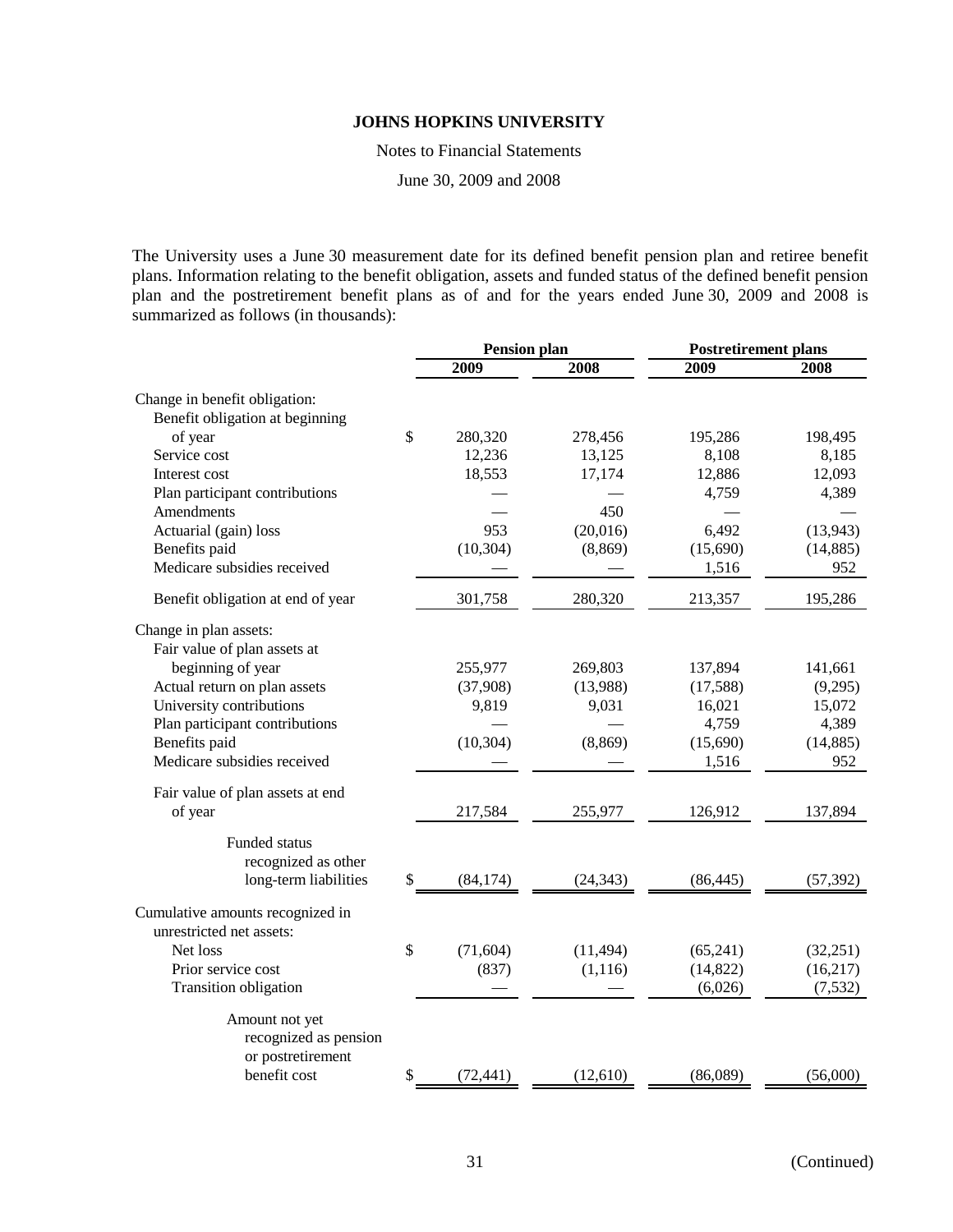The University uses a June 30 measurement date for its defined benefit pension plan and retiree benefit plans. Information relating to the benefit obligation, assets and funded status of the defined benefit pension plan and the postretirement benefit plans as of and for the years ended June 30, 2009 and 2008 is summarized as follows (in thousands):

| | Pension plan | | Postretirement plans | |
|---|---|---|---|---|
| | 2009 | 2008 | 2009 | 2008 |
| Change in benefit obligation: | | | | |
| Benefit obligation at beginning of year | $ 280,320 | 278,456 | 195,286 | 198,495 |
| Service cost | 12,236 | 13,125 | 8,108 | 8,185 |
| Interest cost | 18,553 | 17,174 | 12,886 | 12,093 |
| Plan participant contributions | — | — | 4,759 | 4,389 |
| Amendments | — | 450 | — | — |
| Actuarial (gain) loss | 953 | (20,016) | 6,492 | (13,943) |
| Benefits paid | (10,304) | (8,869) | (15,690) | (14,885) |
| Medicare subsidies received | — | — | 1,516 | 952 |
| Benefit obligation at end of year | 301,758 | 280,320 | 213,357 | 195,286 |
| Change in plan assets: | | | | |
| Fair value of plan assets at beginning of year | 255,977 | 269,803 | 137,894 | 141,661 |
| Actual return on plan assets | (37,908) | (13,988) | (17,588) | (9,295) |
| University contributions | 9,819 | 9,031 | 16,021 | 15,072 |
| Plan participant contributions | — | — | 4,759 | 4,389 |
| Benefits paid | (10,304) | (8,869) | (15,690) | (14,885) |
| Medicare subsidies received | — | — | 1,516 | 952 |
| Fair value of plan assets at end of year | 217,584 | 255,977 | 126,912 | 137,894 |
| Funded status recognized as other long-term liabilities | $ (84,174) | (24,343) | (86,445) | (57,392) |
| Cumulative amounts recognized in unrestricted net assets: | | | | |
| Net loss | $ (71,604) | (11,494) | (65,241) | (32,251) |
| Prior service cost | (837) | (1,116) | (14,822) | (16,217) |
| Transition obligation | — | — | (6,026) | (7,532) |
| Amount not yet recognized as pension or postretirement benefit cost | $ (72,441) | (12,610) | (86,089) | (56,000) |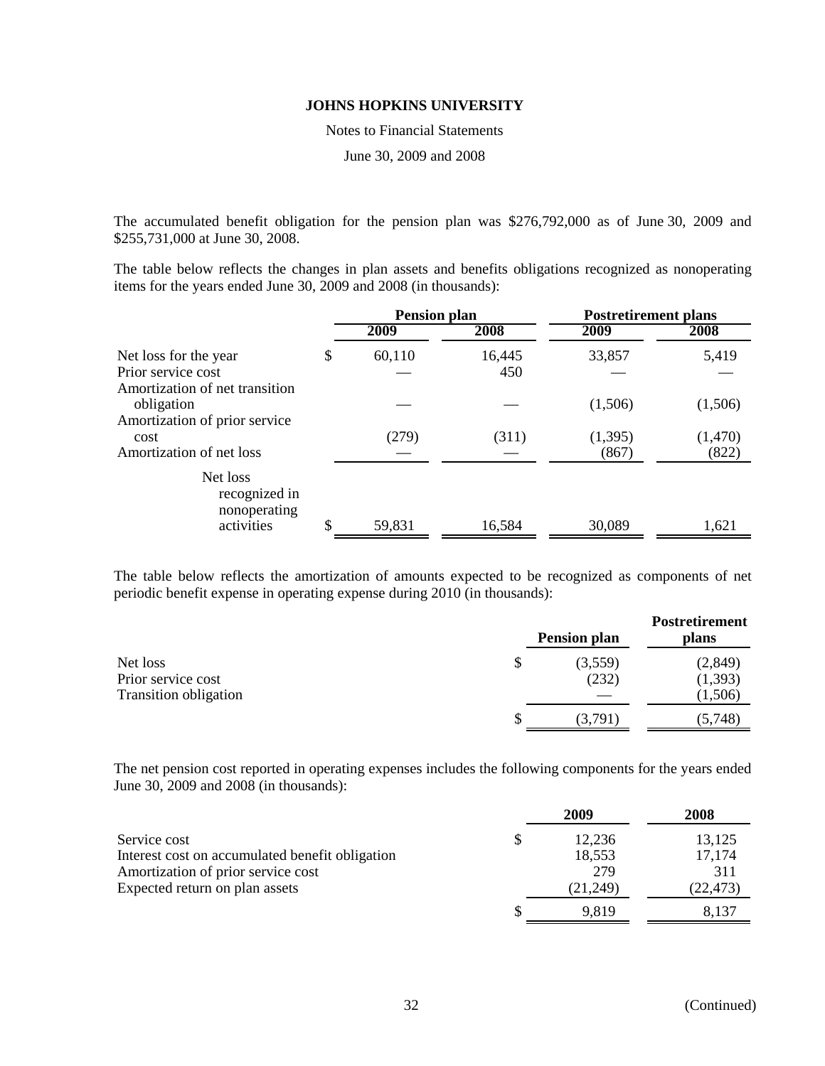The accumulated benefit obligation for the pension plan was $276,792,000 as of June 30, 2009 and $255,731,000 at June 30, 2008.

The table below reflects the changes in plan assets and benefits obligations recognized as nonoperating items for the years ended June 30, 2009 and 2008 (in thousands):

| | Pension plan | | Postretirement plans | |
|---|---|---|---|---|
| | 2009 | 2008 | 2009 | 2008 |
| Net loss for the year | $ 60,110 | 16,445 | 33,857 | 5,419 |
| Prior service cost | — | 450 | — | — |
| Amortization of net transition obligation | — | — | (1,506) | (1,506) |
| Amortization of prior service cost | (279) | (311) | (1,395) | (1,470) |
| Amortization of net loss | — | — | (867) | (822) |
| Net loss recognized in nonoperating activities | $ 59,831 | 16,584 | 30,089 | 1,621 |

The table below reflects the amortization of amounts expected to be recognized as components of net periodic benefit expense in operating expense during 2010 (in thousands):

| | Pension plan | Postretirement plans |
|---|---|---|
| Net loss | $ (3,559) | (2,849) |
| Prior service cost | (232) | (1,393) |
| Transition obligation | — | (1,506) |
| | $ (3,791) | (5,748) |

The net pension cost reported in operating expenses includes the following components for the years ended June 30, 2009 and 2008 (in thousands):

| | 2009 | 2008 |
|---|---|---|
| Service cost | $ 12,236 | 13,125 |
| Interest cost on accumulated benefit obligation | 18,553 | 17,174 |
| Amortization of prior service cost | 279 | 311 |
| Expected return on plan assets | (21,249) | (22,473) |
| | $ 9,819 | 8,137 |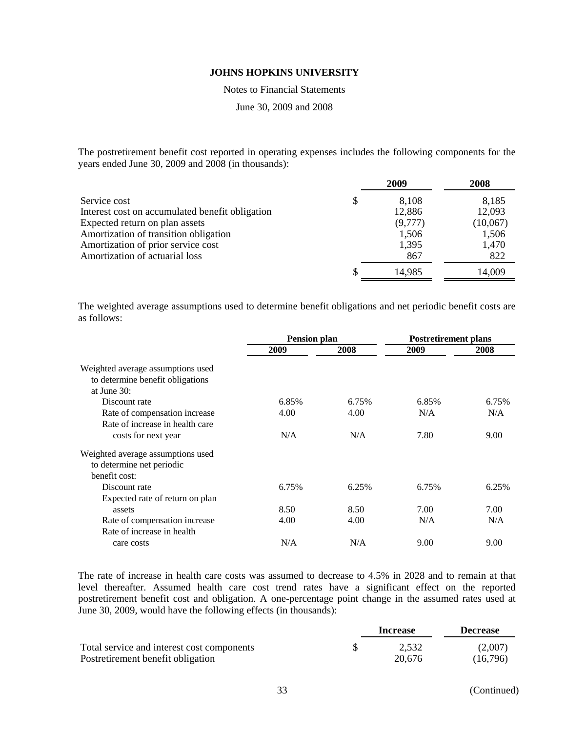The postretirement benefit cost reported in operating expenses includes the following components for the years ended June 30, 2009 and 2008 (in thousands):

| | 2009 | 2008 |
|---|---|---|
| Service cost | $ 8,108 | 8,185 |
| Interest cost on accumulated benefit obligation | 12,886 | 12,093 |
| Expected return on plan assets | (9,777) | (10,067) |
| Amortization of transition obligation | 1,506 | 1,506 |
| Amortization of prior service cost | 1,395 | 1,470 |
| Amortization of actuarial loss | 867 | 822 |
| | $ 14,985 | 14,009 |

The weighted average assumptions used to determine benefit obligations and net periodic benefit costs are as follows:

| | Pension plan | | Postretirement plans | |
|---|---|---|---|---|
| | 2009 | 2008 | 2009 | 2008 |
| Weighted average assumptions used to determine benefit obligations at June 30: | | | | |
| Discount rate | 6.85% | 6.75% | 6.85% | 6.75% |
| Rate of compensation increase | 4.00 | 4.00 | N/A | N/A |
| Rate of increase in health care costs for next year | N/A | N/A | 7.80 | 9.00 |
| Weighted average assumptions used to determine net periodic benefit cost: | | | | |
| Discount rate | 6.75% | 6.25% | 6.75% | 6.25% |
| Expected rate of return on plan assets | 8.50 | 8.50 | 7.00 | 7.00 |
| Rate of compensation increase | 4.00 | 4.00 | N/A | N/A |
| Rate of increase in health care costs | N/A | N/A | 9.00 | 9.00 |

The rate of increase in health care costs was assumed to decrease to 4.5% in 2028 and to remain at that level thereafter. Assumed health care cost trend rates have a significant effect on the reported postretirement benefit cost and obligation. A one-percentage point change in the assumed rates used at June 30, 2009, would have the following effects (in thousands):

| | Increase | Decrease |
|---|---|---|
| Total service and interest cost components | $ 2,532 | (2,007) |
| Postretirement benefit obligation | 20,676 | (16,796) |

(Continued)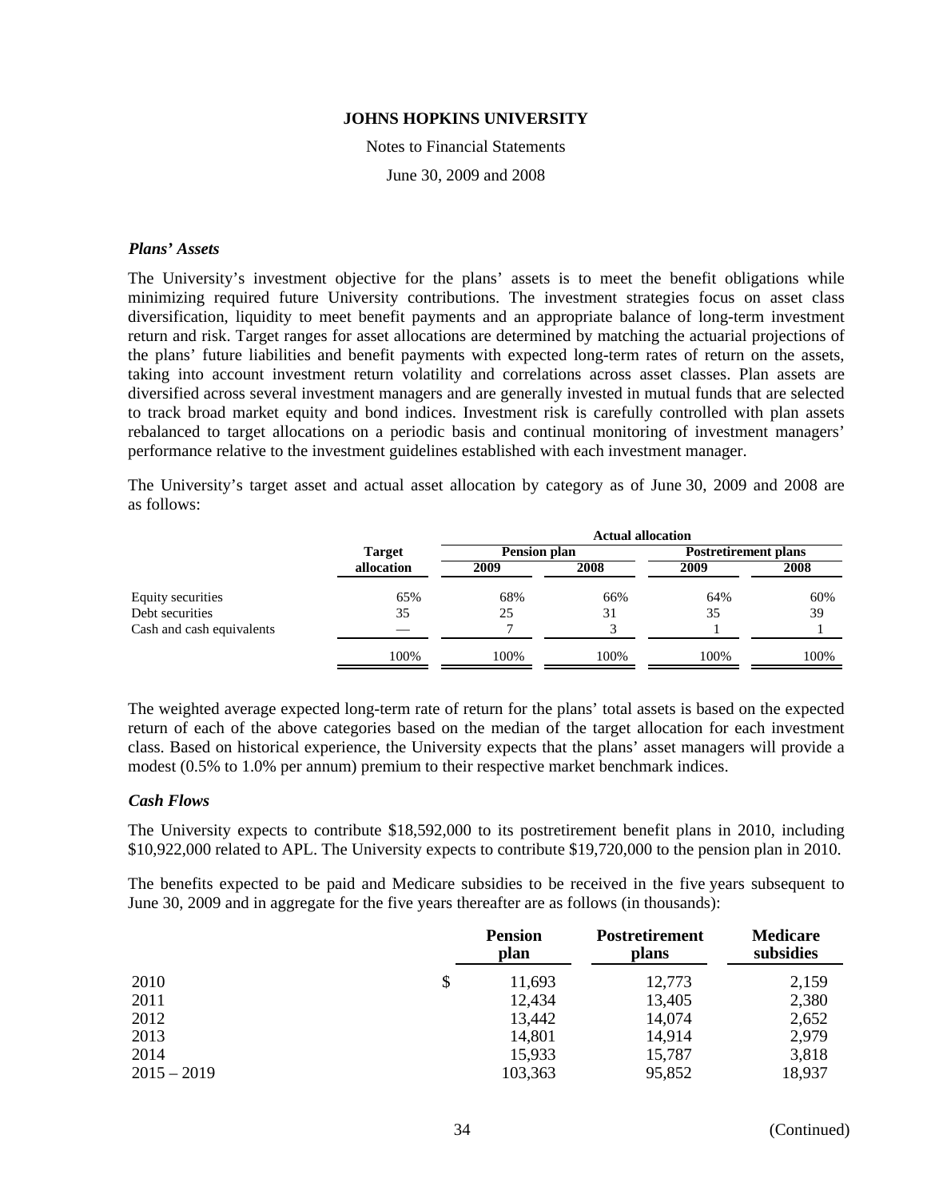### *Plans' Assets*

The University's investment objective for the plans' assets is to meet the benefit obligations while minimizing required future University contributions. The investment strategies focus on asset class diversification, liquidity to meet benefit payments and an appropriate balance of long-term investment return and risk. Target ranges for asset allocations are determined by matching the actuarial projections of the plans' future liabilities and benefit payments with expected long-term rates of return on the assets, taking into account investment return volatility and correlations across asset classes. Plan assets are diversified across several investment managers and are generally invested in mutual funds that are selected to track broad market equity and bond indices. Investment risk is carefully controlled with plan assets rebalanced to target allocations on a periodic basis and continual monitoring of investment managers' performance relative to the investment guidelines established with each investment manager.

The University's target asset and actual asset allocation by category as of June 30, 2009 and 2008 are as follows:

| | Target allocation | Actual allocation | | | |
|---|---|---|---|---|---|
| | | Pension plan | | Postretirement plans | |
| | | 2009 | 2008 | 2009 | 2008 |
| Equity securities | 65% | 68% | 66% | 64% | 60% |
| Debt securities | 35 | 25 | 31 | 35 | 39 |
| Cash and cash equivalents | — | 7 | 3 | 1 | 1 |
| | 100% | 100% | 100% | 100% | 100% |

The weighted average expected long-term rate of return for the plans' total assets is based on the expected return of each of the above categories based on the median of the target allocation for each investment class. Based on historical experience, the University expects that the plans' asset managers will provide a modest (0.5% to 1.0% per annum) premium to their respective market benchmark indices.

### *Cash Flows*

The University expects to contribute $18,592,000 to its postretirement benefit plans in 2010, including $10,922,000 related to APL. The University expects to contribute $19,720,000 to the pension plan in 2010.

The benefits expected to be paid and Medicare subsidies to be received in the five years subsequent to June 30, 2009 and in aggregate for the five years thereafter are as follows (in thousands):

| | Pension plan | Postretirement plans | Medicare subsidies |
|---|---|---|---|
| 2010 | $ 11,693 | 12,773 | 2,159 |
| 2011 | 12,434 | 13,405 | 2,380 |
| 2012 | 13,442 | 14,074 | 2,652 |
| 2013 | 14,801 | 14,914 | 2,979 |
| 2014 | 15,933 | 15,787 | 3,818 |
| 2015 – 2019 | 103,363 | 95,852 | 18,937 |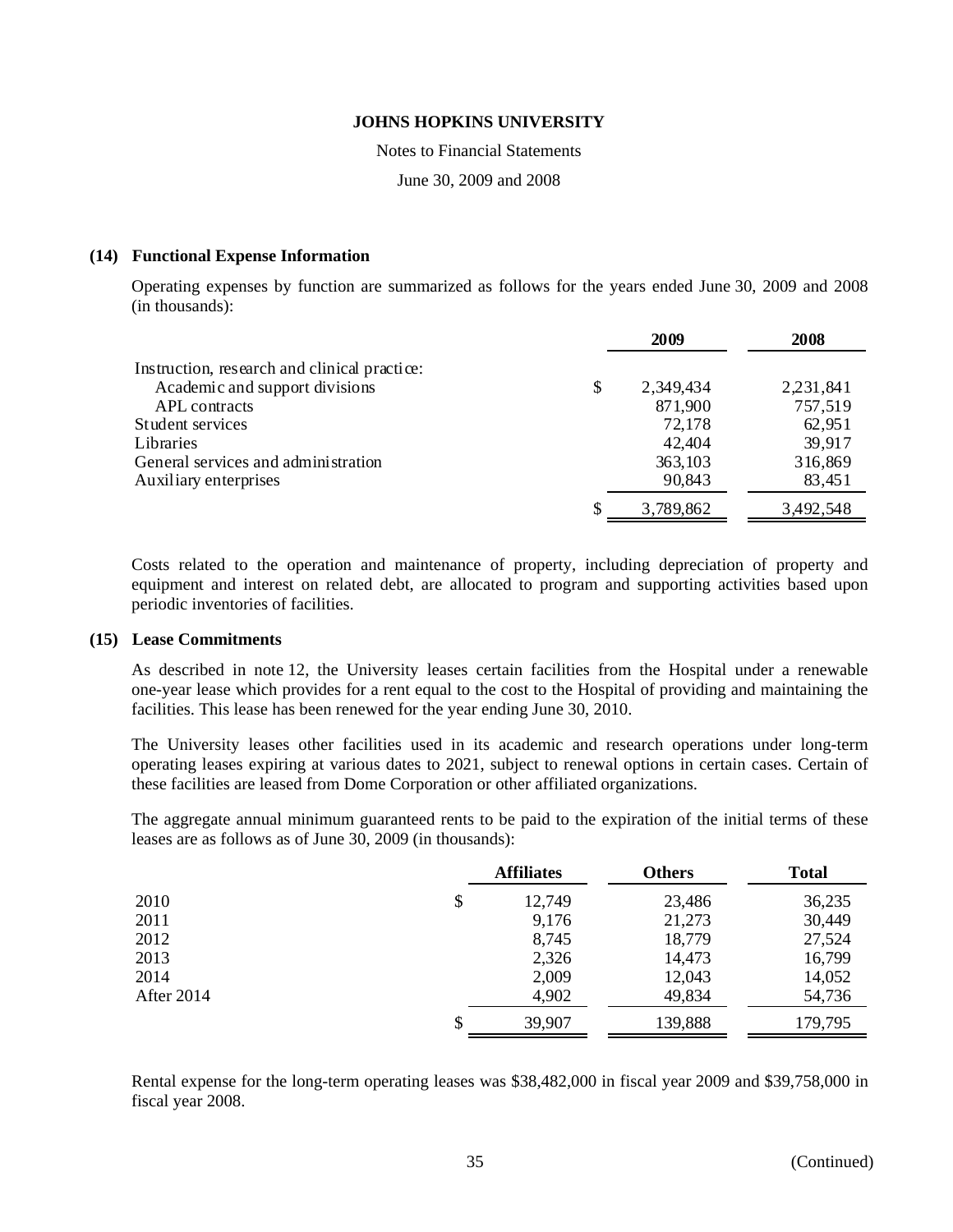# JOHNS HOPKINS UNIVERSITY

Notes to Financial Statements

June 30, 2009 and 2008

## (14) Functional Expense Information

Operating expenses by function are summarized as follows for the years ended June 30, 2009 and 2008 (in thousands):

| | 2009 | 2008 |
|---|---|---|
| Instruction, research and clinical practice: | | |
| Academic and support divisions | $ 2,349,434 | 2,231,841 |
| APL contracts | 871,900 | 757,519 |
| Student services | 72,178 | 62,951 |
| Libraries | 42,404 | 39,917 |
| General services and administration | 363,103 | 316,869 |
| Auxiliary enterprises | 90,843 | 83,451 |
| | $ 3,789,862 | 3,492,548 |

Costs related to the operation and maintenance of property, including depreciation of property and equipment and interest on related debt, are allocated to program and supporting activities based upon periodic inventories of facilities.

## (15) Lease Commitments

As described in note 12, the University leases certain facilities from the Hospital under a renewable one-year lease which provides for a rent equal to the cost to the Hospital of providing and maintaining the facilities. This lease has been renewed for the year ending June 30, 2010.

The University leases other facilities used in its academic and research operations under long-term operating leases expiring at various dates to 2021, subject to renewal options in certain cases. Certain of these facilities are leased from Dome Corporation or other affiliated organizations.

The aggregate annual minimum guaranteed rents to be paid to the expiration of the initial terms of these leases are as follows as of June 30, 2009 (in thousands):

| | Affiliates | Others | Total |
|---|---|---|---|
| 2010 | $ 12,749 | 23,486 | 36,235 |
| 2011 | 9,176 | 21,273 | 30,449 |
| 2012 | 8,745 | 18,779 | 27,524 |
| 2013 | 2,326 | 14,473 | 16,799 |
| 2014 | 2,009 | 12,043 | 14,052 |
| After 2014 | 4,902 | 49,834 | 54,736 |
| | $ 39,907 | 139,888 | 179,795 |

Rental expense for the long-term operating leases was $38,482,000 in fiscal year 2009 and $39,758,000 in fiscal year 2008.

(Continued)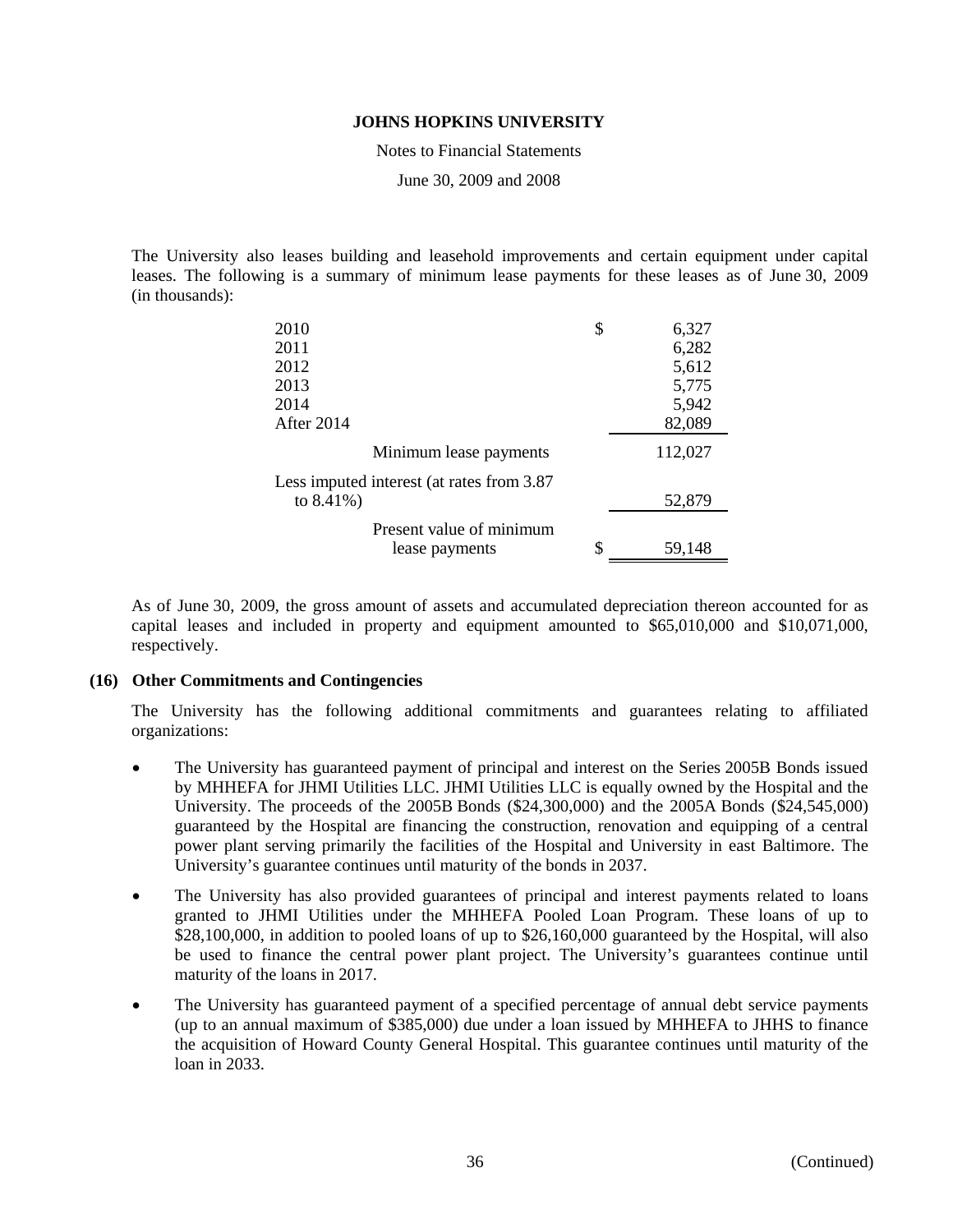The University also leases building and leasehold improvements and certain equipment under capital leases. The following is a summary of minimum lease payments for these leases as of June 30, 2009 (in thousands):

| | | |
|---|---|---|
| 2010 | $ | 6,327 |
| 2011 | | 6,282 |
| 2012 | | 5,612 |
| 2013 | | 5,775 |
| 2014 | | 5,942 |
| After 2014 | | 82,089 |
| Minimum lease payments | | 112,027 |
| Less imputed interest (at rates from 3.87 to 8.41%) | | 52,879 |
| Present value of minimum lease payments | $ | 59,148 |

As of June 30, 2009, the gross amount of assets and accumulated depreciation thereon accounted for as capital leases and included in property and equipment amounted to $65,010,000 and $10,071,000, respectively.

## (16) Other Commitments and Contingencies

The University has the following additional commitments and guarantees relating to affiliated organizations:

- The University has guaranteed payment of principal and interest on the Series 2005B Bonds issued by MHHEFA for JHMI Utilities LLC. JHMI Utilities LLC is equally owned by the Hospital and the University. The proceeds of the 2005B Bonds ($24,300,000) and the 2005A Bonds ($24,545,000) guaranteed by the Hospital are financing the construction, renovation and equipping of a central power plant serving primarily the facilities of the Hospital and University in east Baltimore. The University's guarantee continues until maturity of the bonds in 2037.
- The University has also provided guarantees of principal and interest payments related to loans granted to JHMI Utilities under the MHHEFA Pooled Loan Program. These loans of up to $28,100,000, in addition to pooled loans of up to $26,160,000 guaranteed by the Hospital, will also be used to finance the central power plant project. The University's guarantees continue until maturity of the loans in 2017.
- The University has guaranteed payment of a specified percentage of annual debt service payments (up to an annual maximum of $385,000) due under a loan issued by MHHEFA to JHHS to finance the acquisition of Howard County General Hospital. This guarantee continues until maturity of the loan in 2033.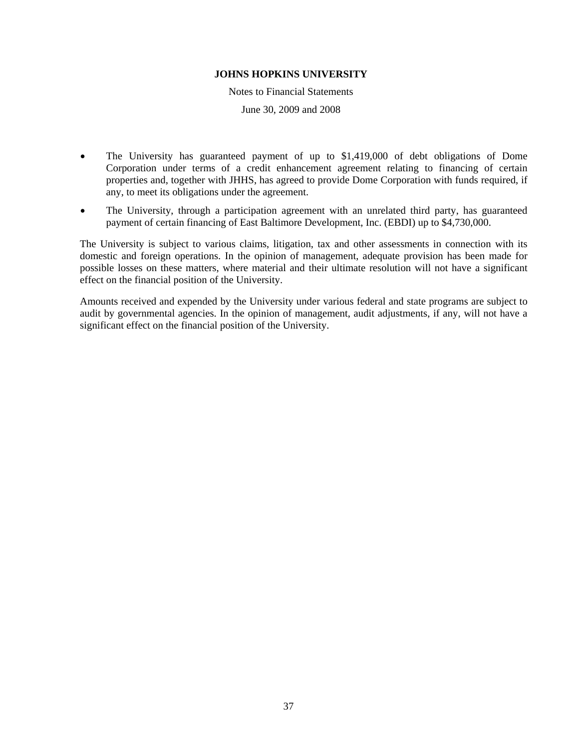- The University has guaranteed payment of up to $1,419,000 of debt obligations of Dome Corporation under terms of a credit enhancement agreement relating to financing of certain properties and, together with JHHS, has agreed to provide Dome Corporation with funds required, if any, to meet its obligations under the agreement.
- The University, through a participation agreement with an unrelated third party, has guaranteed payment of certain financing of East Baltimore Development, Inc. (EBDI) up to $4,730,000.

The University is subject to various claims, litigation, tax and other assessments in connection with its domestic and foreign operations. In the opinion of management, adequate provision has been made for possible losses on these matters, where material and their ultimate resolution will not have a significant effect on the financial position of the University.

Amounts received and expended by the University under various federal and state programs are subject to audit by governmental agencies. In the opinion of management, audit adjustments, if any, will not have a significant effect on the financial position of the University.